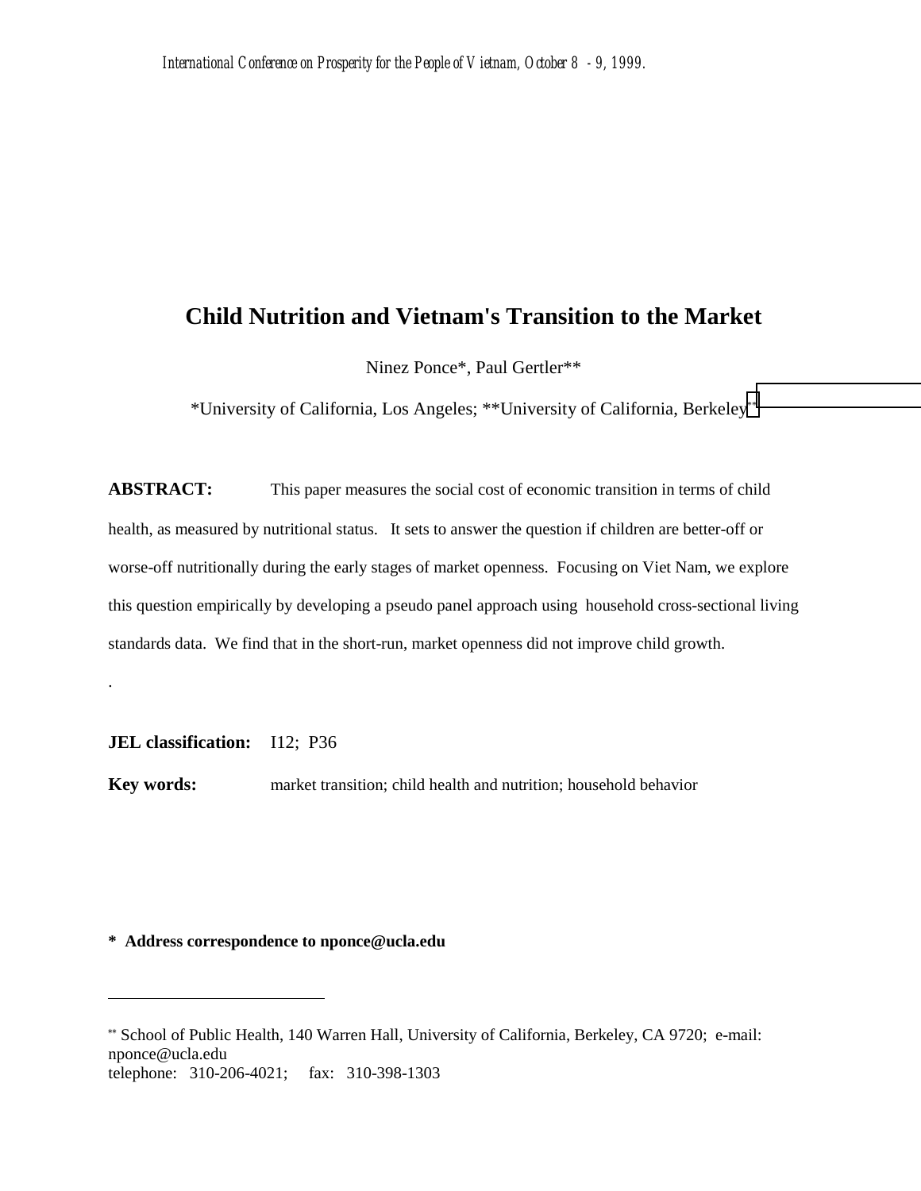*International Conference on Prosperity for the People of Vietnam, October 8 - 9, 1999.*

# Child Nutrition and Vietnam's Transition to the Market

Ninez Ponce*, Paul Gertler**

*University of California, Los Angeles; **University of California, Berkeley[**]

**ABSTRACT:** This paper measures the social cost of economic transition in terms of child health, as measured by nutritional status. It sets to answer the question if children are better-off or worse-off nutritionally during the early stages of market openness. Focusing on Viet Nam, we explore this question empirically by developing a pseudo panel approach using household cross-sectional living standards data. We find that in the short-run, market openness did not improve child growth.

.

**JEL classification:** I12; P36

**Key words:** market transition; child health and nutrition; household behavior

**\* Address correspondence to nponce@ucla.edu**

---

[**] School of Public Health, 140 Warren Hall, University of California, Berkeley, CA 9720; e-mail: nponce@ucla.edu
telephone: 310-206-4021; fax: 310-398-1303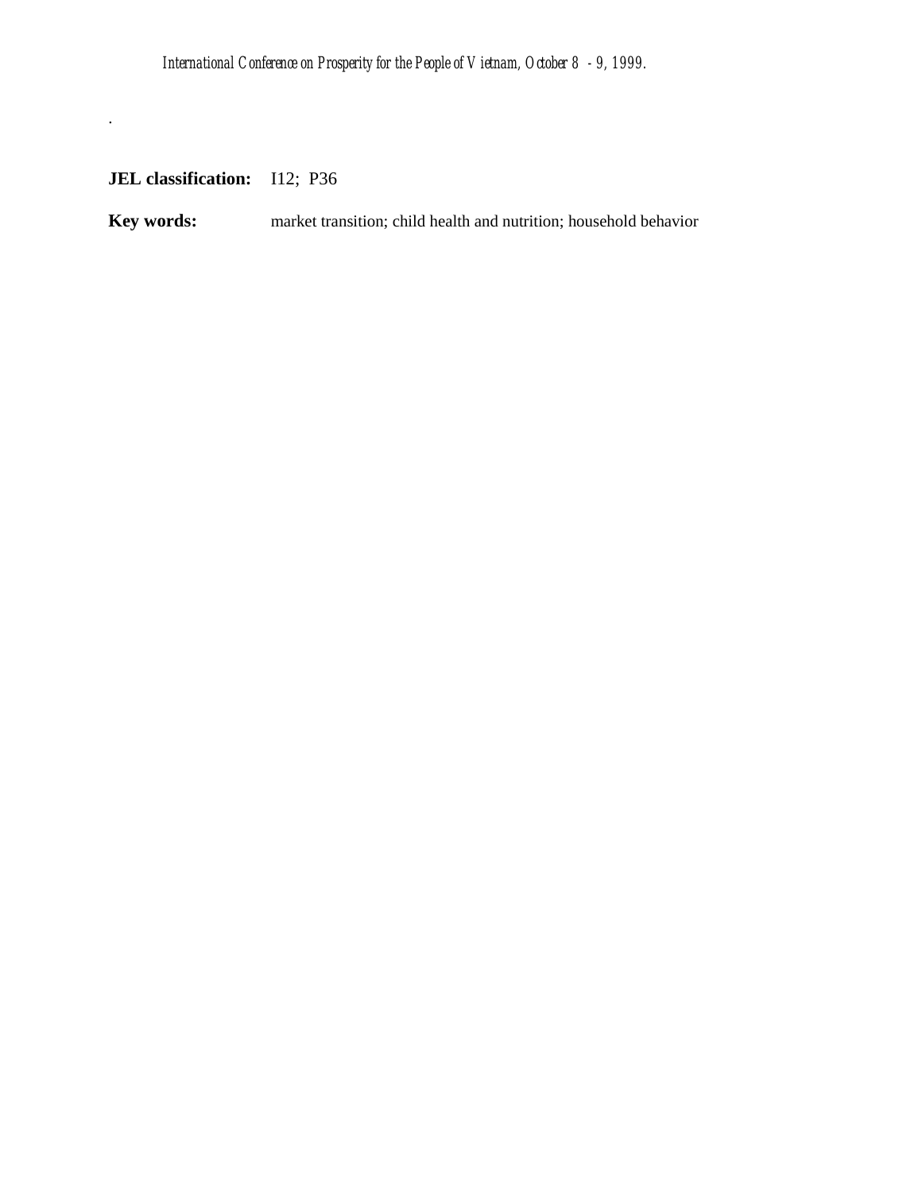*International Conference on Prosperity for the People of Vietnam, October 8 - 9, 1999.*

.

**JEL classification:** I12; P36

**Key words:** market transition; child health and nutrition; household behavior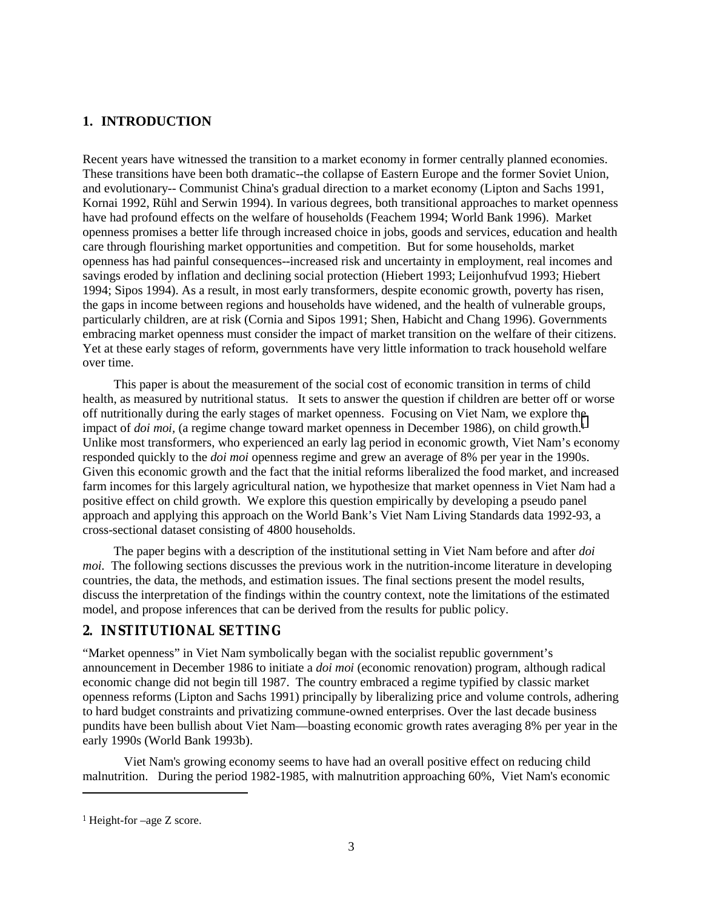## 1. INTRODUCTION

Recent years have witnessed the transition to a market economy in former centrally planned economies. These transitions have been both dramatic--the collapse of Eastern Europe and the former Soviet Union, and evolutionary-- Communist China's gradual direction to a market economy (Lipton and Sachs 1991, Kornai 1992, Rühl and Serwin 1994). In various degrees, both transitional approaches to market openness have had profound effects on the welfare of households (Feachem 1994; World Bank 1996). Market openness promises a better life through increased choice in jobs, goods and services, education and health care through flourishing market opportunities and competition. But for some households, market openness has had painful consequences--increased risk and uncertainty in employment, real incomes and savings eroded by inflation and declining social protection (Hiebert 1993; Leijonhufvud 1993; Hiebert 1994; Sipos 1994). As a result, in most early transformers, despite economic growth, poverty has risen, the gaps in income between regions and households have widened, and the health of vulnerable groups, particularly children, are at risk (Cornia and Sipos 1991; Shen, Habicht and Chang 1996). Governments embracing market openness must consider the impact of market transition on the welfare of their citizens. Yet at these early stages of reform, governments have very little information to track household welfare over time.

This paper is about the measurement of the social cost of economic transition in terms of child health, as measured by nutritional status. It sets to answer the question if children are better off or worse off nutritionally during the early stages of market openness. Focusing on Viet Nam, we explore the impact of *doi moi*, (a regime change toward market openness in December 1986), on child growth.[1] Unlike most transformers, who experienced an early lag period in economic growth, Viet Nam's economy responded quickly to the *doi moi* openness regime and grew an average of 8% per year in the 1990s. Given this economic growth and the fact that the initial reforms liberalized the food market, and increased farm incomes for this largely agricultural nation, we hypothesize that market openness in Viet Nam had a positive effect on child growth. We explore this question empirically by developing a pseudo panel approach and applying this approach on the World Bank's Viet Nam Living Standards data 1992-93, a cross-sectional dataset consisting of 4800 households.

The paper begins with a description of the institutional setting in Viet Nam before and after *doi moi*. The following sections discusses the previous work in the nutrition-income literature in developing countries, the data, the methods, and estimation issues. The final sections present the model results, discuss the interpretation of the findings within the country context, note the limitations of the estimated model, and propose inferences that can be derived from the results for public policy.

## 2. INSTITUTIONAL SETTING

"Market openness" in Viet Nam symbolically began with the socialist republic government's announcement in December 1986 to initiate a *doi moi* (economic renovation) program, although radical economic change did not begin till 1987. The country embraced a regime typified by classic market openness reforms (Lipton and Sachs 1991) principally by liberalizing price and volume controls, adhering to hard budget constraints and privatizing commune-owned enterprises. Over the last decade business pundits have been bullish about Viet Nam—boasting economic growth rates averaging 8% per year in the early 1990s (World Bank 1993b).

Viet Nam's growing economy seems to have had an overall positive effect on reducing child malnutrition. During the period 1982-1985, with malnutrition approaching 60%, Viet Nam's economic

---

[1] Height-for –age Z score.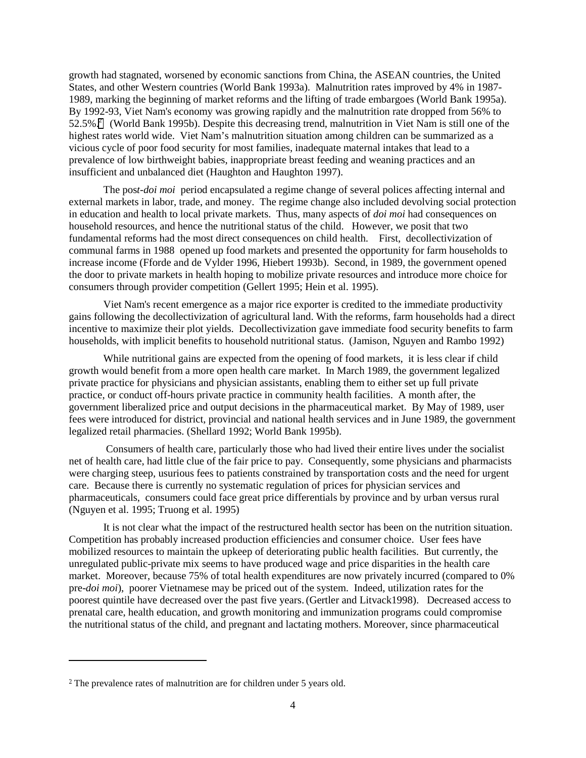growth had stagnated, worsened by economic sanctions from China, the ASEAN countries, the United States, and other Western countries (World Bank 1993a). Malnutrition rates improved by 4% in 1987-1989, marking the beginning of market reforms and the lifting of trade embargoes (World Bank 1995a). By 1992-93, Viet Nam's economy was growing rapidly and the malnutrition rate dropped from 56% to 52.5%.[2] (World Bank 1995b). Despite this decreasing trend, malnutrition in Viet Nam is still one of the highest rates world wide. Viet Nam's malnutrition situation among children can be summarized as a vicious cycle of poor food security for most families, inadequate maternal intakes that lead to a prevalence of low birthweight babies, inappropriate breast feeding and weaning practices and an insufficient and unbalanced diet (Haughton and Haughton 1997).

The post-*doi moi* period encapsulated a regime change of several polices affecting internal and external markets in labor, trade, and money. The regime change also included devolving social protection in education and health to local private markets. Thus, many aspects of *doi moi* had consequences on household resources, and hence the nutritional status of the child. However, we posit that two fundamental reforms had the most direct consequences on child health. First, decollectivization of communal farms in 1988 opened up food markets and presented the opportunity for farm households to increase income (Fforde and de Vylder 1996, Hiebert 1993b). Second, in 1989, the government opened the door to private markets in health hoping to mobilize private resources and introduce more choice for consumers through provider competition (Gellert 1995; Hein et al. 1995).

Viet Nam's recent emergence as a major rice exporter is credited to the immediate productivity gains following the decollectivization of agricultural land. With the reforms, farm households had a direct incentive to maximize their plot yields. Decollectivization gave immediate food security benefits to farm households, with implicit benefits to household nutritional status. (Jamison, Nguyen and Rambo 1992)

While nutritional gains are expected from the opening of food markets, it is less clear if child growth would benefit from a more open health care market. In March 1989, the government legalized private practice for physicians and physician assistants, enabling them to either set up full private practice, or conduct off-hours private practice in community health facilities. A month after, the government liberalized price and output decisions in the pharmaceutical market. By May of 1989, user fees were introduced for district, provincial and national health services and in June 1989, the government legalized retail pharmacies. (Shellard 1992; World Bank 1995b).

Consumers of health care, particularly those who had lived their entire lives under the socialist net of health care, had little clue of the fair price to pay. Consequently, some physicians and pharmacists were charging steep, usurious fees to patients constrained by transportation costs and the need for urgent care. Because there is currently no systematic regulation of prices for physician services and pharmaceuticals, consumers could face great price differentials by province and by urban versus rural (Nguyen et al. 1995; Truong et al. 1995)

It is not clear what the impact of the restructured health sector has been on the nutrition situation. Competition has probably increased production efficiencies and consumer choice. User fees have mobilized resources to maintain the upkeep of deteriorating public health facilities. But currently, the unregulated public-private mix seems to have produced wage and price disparities in the health care market. Moreover, because 75% of total health expenditures are now privately incurred (compared to 0% pre-*doi moi*), poorer Vietnamese may be priced out of the system. Indeed, utilization rates for the poorest quintile have decreased over the past five years. (Gertler and Litvack1998). Decreased access to prenatal care, health education, and growth monitoring and immunization programs could compromise the nutritional status of the child, and pregnant and lactating mothers. Moreover, since pharmaceutical

---

[2] The prevalence rates of malnutrition are for children under 5 years old.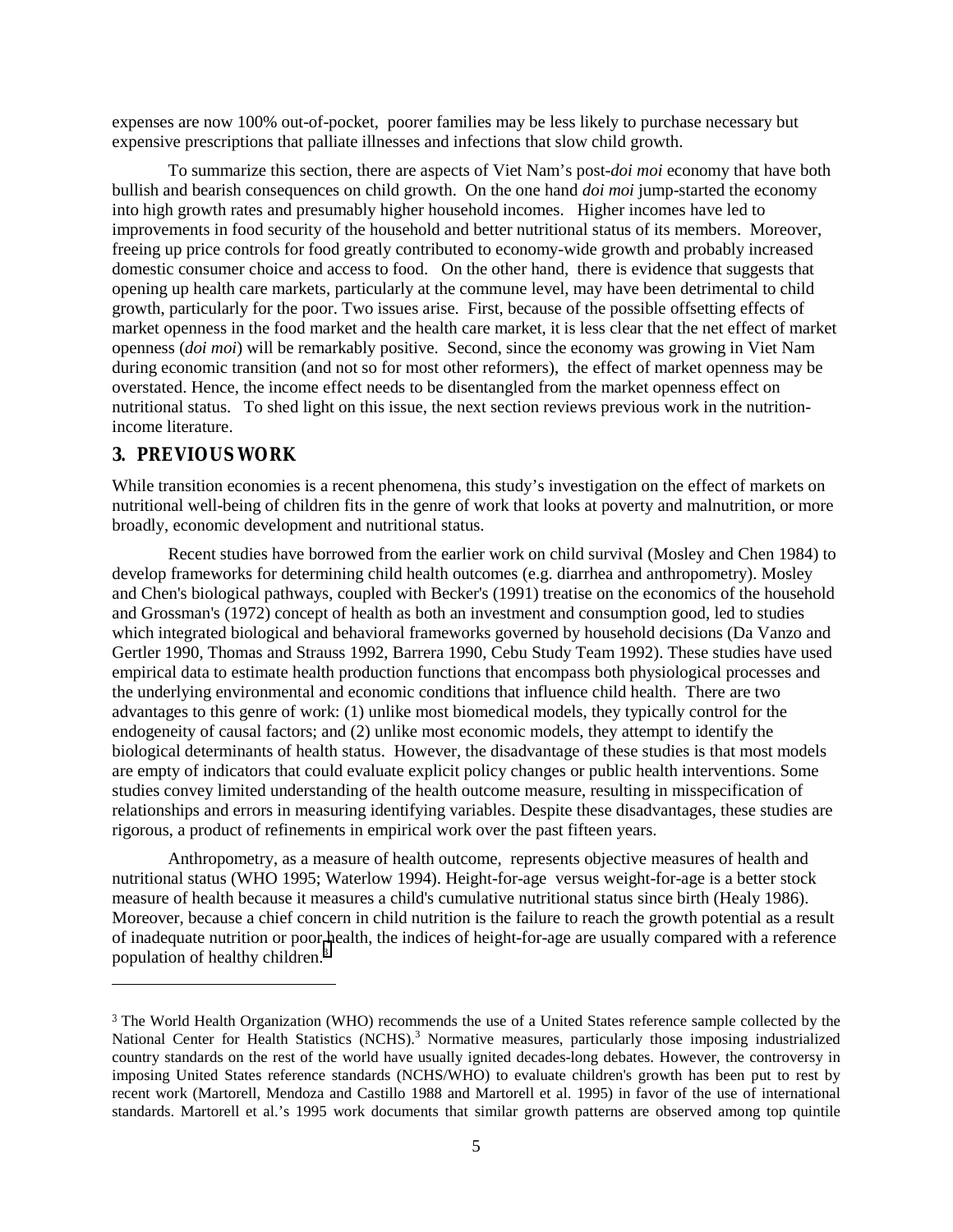expenses are now 100% out-of-pocket, poorer families may be less likely to purchase necessary but expensive prescriptions that palliate illnesses and infections that slow child growth.

To summarize this section, there are aspects of Viet Nam's post-*doi moi* economy that have both bullish and bearish consequences on child growth. On the one hand *doi moi* jump-started the economy into high growth rates and presumably higher household incomes. Higher incomes have led to improvements in food security of the household and better nutritional status of its members. Moreover, freeing up price controls for food greatly contributed to economy-wide growth and probably increased domestic consumer choice and access to food. On the other hand, there is evidence that suggests that opening up health care markets, particularly at the commune level, may have been detrimental to child growth, particularly for the poor. Two issues arise. First, because of the possible offsetting effects of market openness in the food market and the health care market, it is less clear that the net effect of market openness (*doi moi*) will be remarkably positive. Second, since the economy was growing in Viet Nam during economic transition (and not so for most other reformers), the effect of market openness may be overstated. Hence, the income effect needs to be disentangled from the market openness effect on nutritional status. To shed light on this issue, the next section reviews previous work in the nutrition-income literature.

## 3. PREVIOUS WORK

While transition economies is a recent phenomena, this study's investigation on the effect of markets on nutritional well-being of children fits in the genre of work that looks at poverty and malnutrition, or more broadly, economic development and nutritional status.

Recent studies have borrowed from the earlier work on child survival (Mosley and Chen 1984) to develop frameworks for determining child health outcomes (e.g. diarrhea and anthropometry). Mosley and Chen's biological pathways, coupled with Becker's (1991) treatise on the economics of the household and Grossman's (1972) concept of health as both an investment and consumption good, led to studies which integrated biological and behavioral frameworks governed by household decisions (Da Vanzo and Gertler 1990, Thomas and Strauss 1992, Barrera 1990, Cebu Study Team 1992). These studies have used empirical data to estimate health production functions that encompass both physiological processes and the underlying environmental and economic conditions that influence child health. There are two advantages to this genre of work: (1) unlike most biomedical models, they typically control for the endogeneity of causal factors; and (2) unlike most economic models, they attempt to identify the biological determinants of health status. However, the disadvantage of these studies is that most models are empty of indicators that could evaluate explicit policy changes or public health interventions. Some studies convey limited understanding of the health outcome measure, resulting in misspecification of relationships and errors in measuring identifying variables. Despite these disadvantages, these studies are rigorous, a product of refinements in empirical work over the past fifteen years.

Anthropometry, as a measure of health outcome, represents objective measures of health and nutritional status (WHO 1995; Waterlow 1994). Height-for-age versus weight-for-age is a better stock measure of health because it measures a child's cumulative nutritional status since birth (Healy 1986). Moreover, because a chief concern in child nutrition is the failure to reach the growth potential as a result of inadequate nutrition or poor health, the indices of height-for-age are usually compared with a reference population of healthy children.[3]

---

[3] The World Health Organization (WHO) recommends the use of a United States reference sample collected by the National Center for Health Statistics (NCHS).[3] Normative measures, particularly those imposing industrialized country standards on the rest of the world have usually ignited decades-long debates. However, the controversy in imposing United States reference standards (NCHS/WHO) to evaluate children's growth has been put to rest by recent work (Martorell, Mendoza and Castillo 1988 and Martorell et al. 1995) in favor of the use of international standards. Martorell et al.'s 1995 work documents that similar growth patterns are observed among top quintile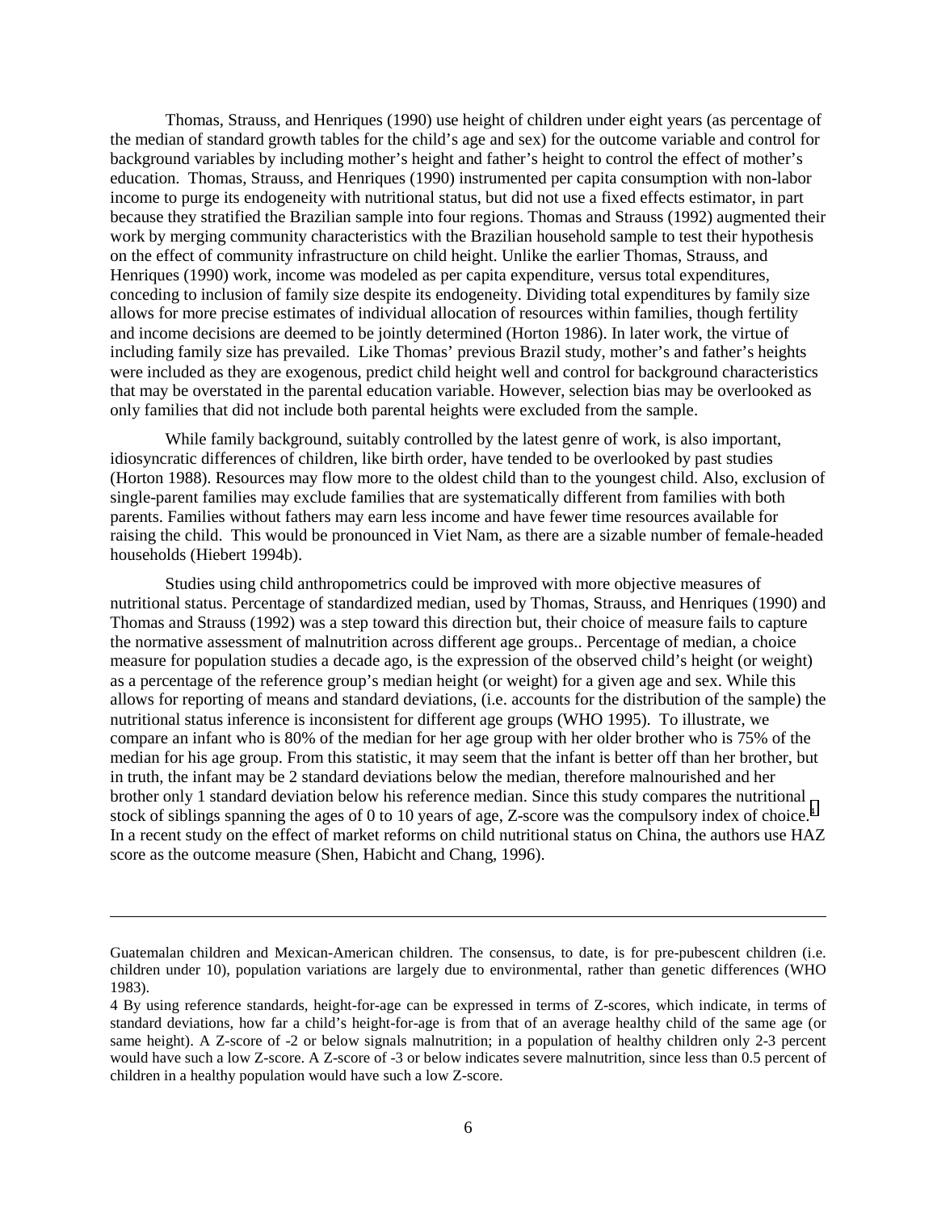Thomas, Strauss, and Henriques (1990) use height of children under eight years (as percentage of the median of standard growth tables for the child's age and sex) for the outcome variable and control for background variables by including mother's height and father's height to control the effect of mother's education. Thomas, Strauss, and Henriques (1990) instrumented per capita consumption with non-labor income to purge its endogeneity with nutritional status, but did not use a fixed effects estimator, in part because they stratified the Brazilian sample into four regions. Thomas and Strauss (1992) augmented their work by merging community characteristics with the Brazilian household sample to test their hypothesis on the effect of community infrastructure on child height. Unlike the earlier Thomas, Strauss, and Henriques (1990) work, income was modeled as per capita expenditure, versus total expenditures, conceding to inclusion of family size despite its endogeneity. Dividing total expenditures by family size allows for more precise estimates of individual allocation of resources within families, though fertility and income decisions are deemed to be jointly determined (Horton 1986). In later work, the virtue of including family size has prevailed. Like Thomas' previous Brazil study, mother's and father's heights were included as they are exogenous, predict child height well and control for background characteristics that may be overstated in the parental education variable. However, selection bias may be overlooked as only families that did not include both parental heights were excluded from the sample.

While family background, suitably controlled by the latest genre of work, is also important, idiosyncratic differences of children, like birth order, have tended to be overlooked by past studies (Horton 1988). Resources may flow more to the oldest child than to the youngest child. Also, exclusion of single-parent families may exclude families that are systematically different from families with both parents. Families without fathers may earn less income and have fewer time resources available for raising the child. This would be pronounced in Viet Nam, as there are a sizable number of female-headed households (Hiebert 1994b).

Studies using child anthropometrics could be improved with more objective measures of nutritional status. Percentage of standardized median, used by Thomas, Strauss, and Henriques (1990) and Thomas and Strauss (1992) was a step toward this direction but, their choice of measure fails to capture the normative assessment of malnutrition across different age groups.. Percentage of median, a choice measure for population studies a decade ago, is the expression of the observed child's height (or weight) as a percentage of the reference group's median height (or weight) for a given age and sex. While this allows for reporting of means and standard deviations, (i.e. accounts for the distribution of the sample) the nutritional status inference is inconsistent for different age groups (WHO 1995). To illustrate, we compare an infant who is 80% of the median for her age group with her older brother who is 75% of the median for his age group. From this statistic, it may seem that the infant is better off than her brother, but in truth, the infant may be 2 standard deviations below the median, therefore malnourished and her brother only 1 standard deviation below his reference median. Since this study compares the nutritional stock of siblings spanning the ages of 0 to 10 years of age, Z-score was the compulsory index of choice.[4] In a recent study on the effect of market reforms on child nutritional status on China, the authors use HAZ score as the outcome measure (Shen, Habicht and Chang, 1996).

---

Guatemalan children and Mexican-American children. The consensus, to date, is for pre-pubescent children (i.e. children under 10), population variations are largely due to environmental, rather than genetic differences (WHO 1983).

4 By using reference standards, height-for-age can be expressed in terms of Z-scores, which indicate, in terms of standard deviations, how far a child's height-for-age is from that of an average healthy child of the same age (or same height). A Z-score of -2 or below signals malnutrition; in a population of healthy children only 2-3 percent would have such a low Z-score. A Z-score of -3 or below indicates severe malnutrition, since less than 0.5 percent of children in a healthy population would have such a low Z-score.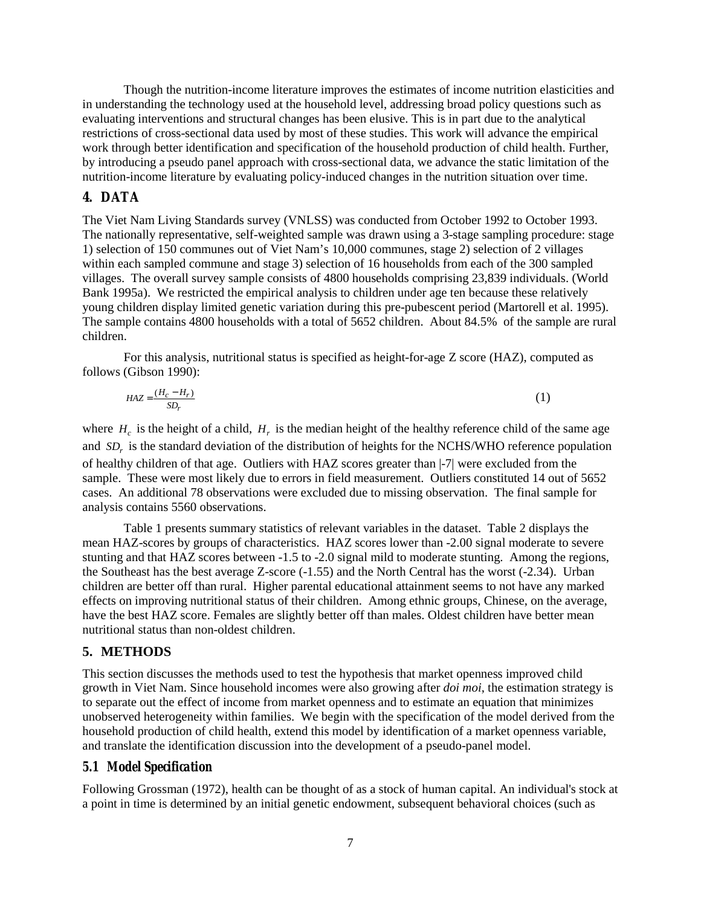Though the nutrition-income literature improves the estimates of income nutrition elasticities and in understanding the technology used at the household level, addressing broad policy questions such as evaluating interventions and structural changes has been elusive. This is in part due to the analytical restrictions of cross-sectional data used by most of these studies. This work will advance the empirical work through better identification and specification of the household production of child health. Further, by introducing a pseudo panel approach with cross-sectional data, we advance the static limitation of the nutrition-income literature by evaluating policy-induced changes in the nutrition situation over time.

## 4. DATA

The Viet Nam Living Standards survey (VNLSS) was conducted from October 1992 to October 1993. The nationally representative, self-weighted sample was drawn using a 3-stage sampling procedure: stage 1) selection of 150 communes out of Viet Nam's 10,000 communes, stage 2) selection of 2 villages within each sampled commune and stage 3) selection of 16 households from each of the 300 sampled villages. The overall survey sample consists of 4800 households comprising 23,839 individuals. (World Bank 1995a). We restricted the empirical analysis to children under age ten because these relatively young children display limited genetic variation during this pre-pubescent period (Martorell et al. 1995). The sample contains 4800 households with a total of 5652 children. About 84.5% of the sample are rural children.

For this analysis, nutritional status is specified as height-for-age Z score (HAZ), computed as follows (Gibson 1990):

$$HAZ = \frac{(H_c - H_r)}{SD_r} \tag{1}$$

where $H_c$ is the height of a child, $H_r$ is the median height of the healthy reference child of the same age and $SD_r$ is the standard deviation of the distribution of heights for the NCHS/WHO reference population of healthy children of that age. Outliers with HAZ scores greater than |-7| were excluded from the sample. These were most likely due to errors in field measurement. Outliers constituted 14 out of 5652 cases. An additional 78 observations were excluded due to missing observation. The final sample for analysis contains 5560 observations.

Table 1 presents summary statistics of relevant variables in the dataset. Table 2 displays the mean HAZ-scores by groups of characteristics. HAZ scores lower than -2.00 signal moderate to severe stunting and that HAZ scores between -1.5 to -2.0 signal mild to moderate stunting. Among the regions, the Southeast has the best average Z-score (-1.55) and the North Central has the worst (-2.34). Urban children are better off than rural. Higher parental educational attainment seems to not have any marked effects on improving nutritional status of their children. Among ethnic groups, Chinese, on the average, have the best HAZ score. Females are slightly better off than males. Oldest children have better mean nutritional status than non-oldest children.

## 5. METHODS

This section discusses the methods used to test the hypothesis that market openness improved child growth in Viet Nam. Since household incomes were also growing after *doi moi*, the estimation strategy is to separate out the effect of income from market openness and to estimate an equation that minimizes unobserved heterogeneity within families. We begin with the specification of the model derived from the household production of child health, extend this model by identification of a market openness variable, and translate the identification discussion into the development of a pseudo-panel model.

### 5.1 Model Specification

Following Grossman (1972), health can be thought of as a stock of human capital. An individual's stock at a point in time is determined by an initial genetic endowment, subsequent behavioral choices (such as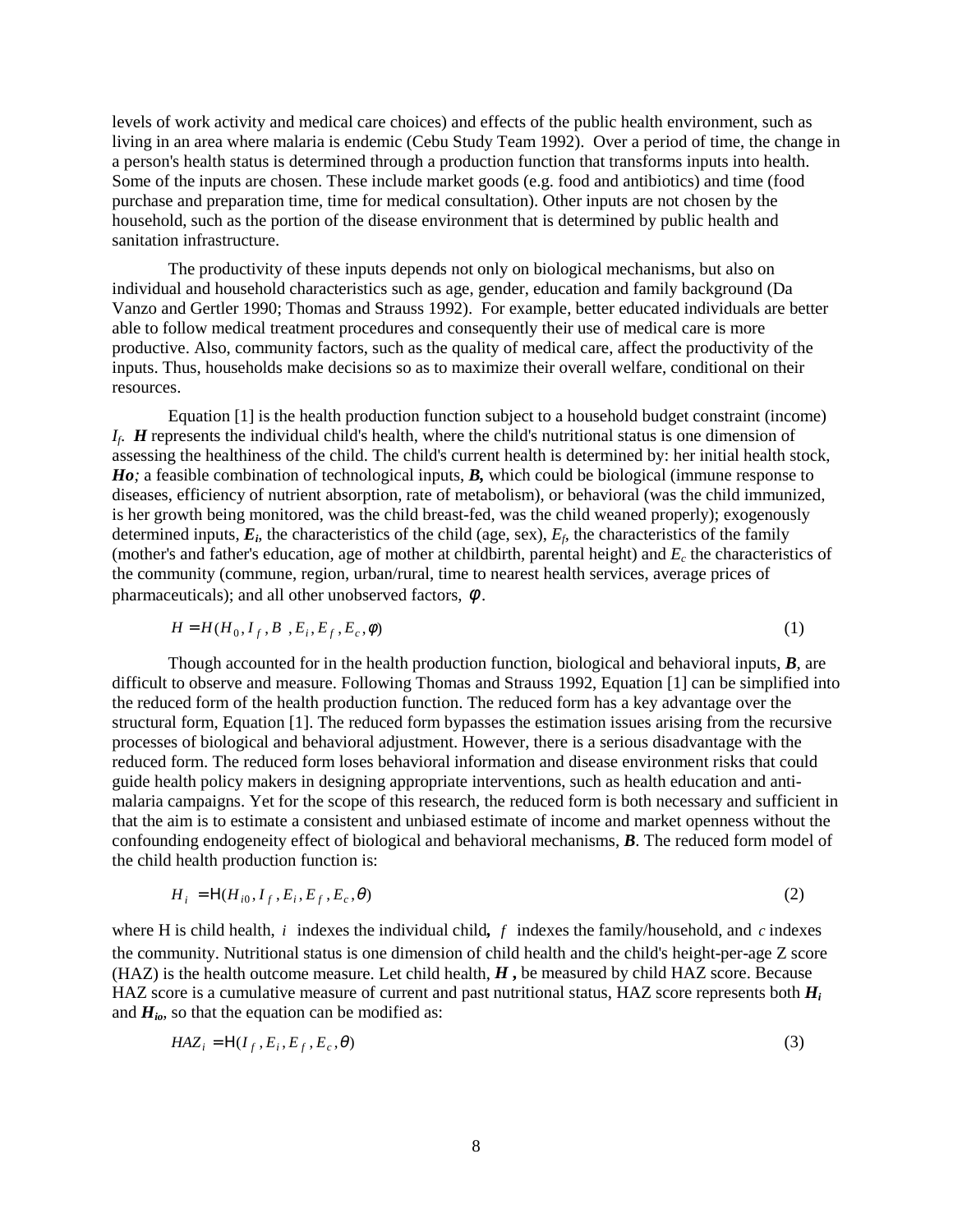levels of work activity and medical care choices) and effects of the public health environment, such as living in an area where malaria is endemic (Cebu Study Team 1992). Over a period of time, the change in a person's health status is determined through a production function that transforms inputs into health. Some of the inputs are chosen. These include market goods (e.g. food and antibiotics) and time (food purchase and preparation time, time for medical consultation). Other inputs are not chosen by the household, such as the portion of the disease environment that is determined by public health and sanitation infrastructure.

The productivity of these inputs depends not only on biological mechanisms, but also on individual and household characteristics such as age, gender, education and family background (Da Vanzo and Gertler 1990; Thomas and Strauss 1992). For example, better educated individuals are better able to follow medical treatment procedures and consequently their use of medical care is more productive. Also, community factors, such as the quality of medical care, affect the productivity of the inputs. Thus, households make decisions so as to maximize their overall welfare, conditional on their resources.

Equation [1] is the health production function subject to a household budget constraint (income) $I_f$. ***H*** represents the individual child's health, where the child's nutritional status is one dimension of assessing the healthiness of the child. The child's current health is determined by: her initial health stock, ***Ho****;* a feasible combination of technological inputs, ***B,*** which could be biological (immune response to diseases, efficiency of nutrient absorption, rate of metabolism), or behavioral (was the child immunized, is her growth being monitored, was the child breast-fed, was the child weaned properly); exogenously determined inputs, $\boldsymbol{E_i}$, the characteristics of the child (age, sex), $E_f$, the characteristics of the family (mother's and father's education, age of mother at childbirth, parental height) and $E_c$ the characteristics of the community (commune, region, urban/rural, time to nearest health services, average prices of pharmaceuticals); and all other unobserved factors, $\phi$.

$$H = H(H_0, I_f, B\ , E_i, E_f, E_c, \phi) \tag{1}$$

Though accounted for in the health production function, biological and behavioral inputs, ***B***, are difficult to observe and measure. Following Thomas and Strauss 1992, Equation [1] can be simplified into the reduced form of the health production function. The reduced form has a key advantage over the structural form, Equation [1]. The reduced form bypasses the estimation issues arising from the recursive processes of biological and behavioral adjustment. However, there is a serious disadvantage with the reduced form. The reduced form loses behavioral information and disease environment risks that could guide health policy makers in designing appropriate interventions, such as health education and anti-malaria campaigns. Yet for the scope of this research, the reduced form is both necessary and sufficient in that the aim is to estimate a consistent and unbiased estimate of income and market openness without the confounding endogeneity effect of biological and behavioral mechanisms, ***B***. The reduced form model of the child health production function is:

$$H_i = \text{H}(H_{i0}, I_f, E_i, E_f, E_c, \theta) \tag{2}$$

where H is child health, $i$ indexes the individual child**,** $f$ indexes the family/household, and $c$ indexes the community. Nutritional status is one dimension of child health and the child's height-per-age Z score (HAZ) is the health outcome measure. Let child health, ***H*** **,** be measured by child HAZ score. Because HAZ score is a cumulative measure of current and past nutritional status, HAZ score represents both $\boldsymbol{H_i}$ and $\boldsymbol{H_{io}}$, so that the equation can be modified as:

$$HAZ_i = \text{H}(I_f, E_i, E_f, E_c, \theta) \tag{3}$$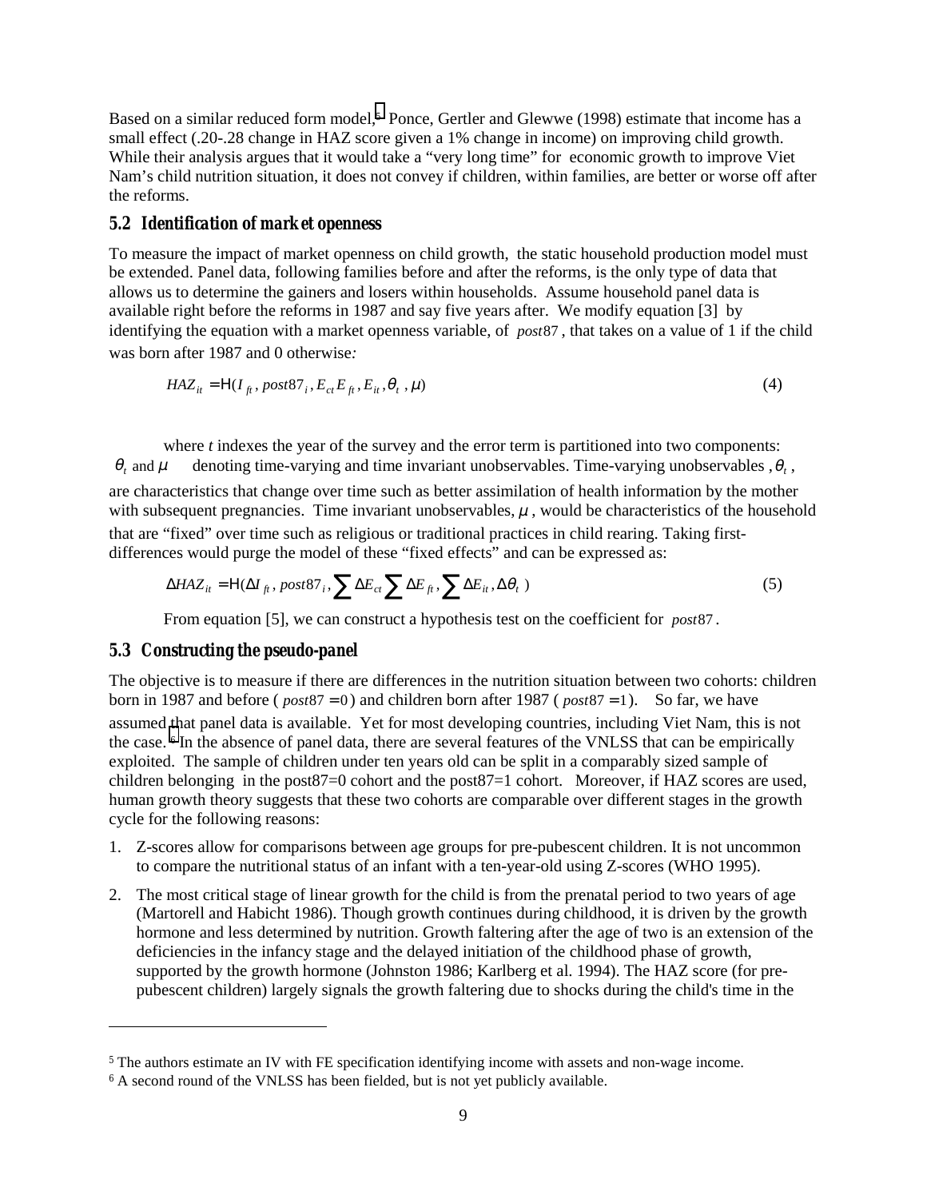Based on a similar reduced form model,[5] Ponce, Gertler and Glewwe (1998) estimate that income has a small effect (.20-.28 change in HAZ score given a 1% change in income) on improving child growth. While their analysis argues that it would take a "very long time" for economic growth to improve Viet Nam's child nutrition situation, it does not convey if children, within families, are better or worse off after the reforms.

### 5.2 Identification of market openness

To measure the impact of market openness on child growth, the static household production model must be extended. Panel data, following families before and after the reforms, is the only type of data that allows us to determine the gainers and losers within households. Assume household panel data is available right before the reforms in 1987 and say five years after. We modify equation [3] by identifying the equation with a market openness variable, of $post87$, that takes on a value of 1 if the child was born after 1987 and 0 otherwise:

$$HAZ_{it} = H(I_{ft}, post87_i, E_{ct}E_{ft}, E_{it}, \theta_t, \mu) \tag{4}$$

where $t$ indexes the year of the survey and the error term is partitioned into two components: $\theta_t$ and $\mu$ denoting time-varying and time invariant unobservables. Time-varying unobservables, $\theta_t$, are characteristics that change over time such as better assimilation of health information by the mother with subsequent pregnancies. Time invariant unobservables, $\mu$, would be characteristics of the household that are "fixed" over time such as religious or traditional practices in child rearing. Taking first-differences would purge the model of these "fixed effects" and can be expressed as:

$$\Delta HAZ_{it} = H(\Delta I_{ft}, post87_i, \sum \Delta E_{ct} \sum \Delta E_{ft}, \sum \Delta E_{it}, \Delta\theta_t) \tag{5}$$

From equation [5], we can construct a hypothesis test on the coefficient for $post87$.

### 5.3 Constructing the pseudo-panel

The objective is to measure if there are differences in the nutrition situation between two cohorts: children born in 1987 and before ($post87 = 0$) and children born after 1987 ($post87 = 1$). So far, we have assumed that panel data is available. Yet for most developing countries, including Viet Nam, this is not the case.[6] In the absence of panel data, there are several features of the VNLSS that can be empirically exploited. The sample of children under ten years old can be split in a comparably sized sample of children belonging in the post87=0 cohort and the post87=1 cohort. Moreover, if HAZ scores are used, human growth theory suggests that these two cohorts are comparable over different stages in the growth cycle for the following reasons:

1. Z-scores allow for comparisons between age groups for pre-pubescent children. It is not uncommon to compare the nutritional status of an infant with a ten-year-old using Z-scores (WHO 1995).
2. The most critical stage of linear growth for the child is from the prenatal period to two years of age (Martorell and Habicht 1986). Though growth continues during childhood, it is driven by the growth hormone and less determined by nutrition. Growth faltering after the age of two is an extension of the deficiencies in the infancy stage and the delayed initiation of the childhood phase of growth, supported by the growth hormone (Johnston 1986; Karlberg et al. 1994). The HAZ score (for pre-pubescent children) largely signals the growth faltering due to shocks during the child's time in the

---

[5] The authors estimate an IV with FE specification identifying income with assets and non-wage income.

[6] A second round of the VNLSS has been fielded, but is not yet publicly available.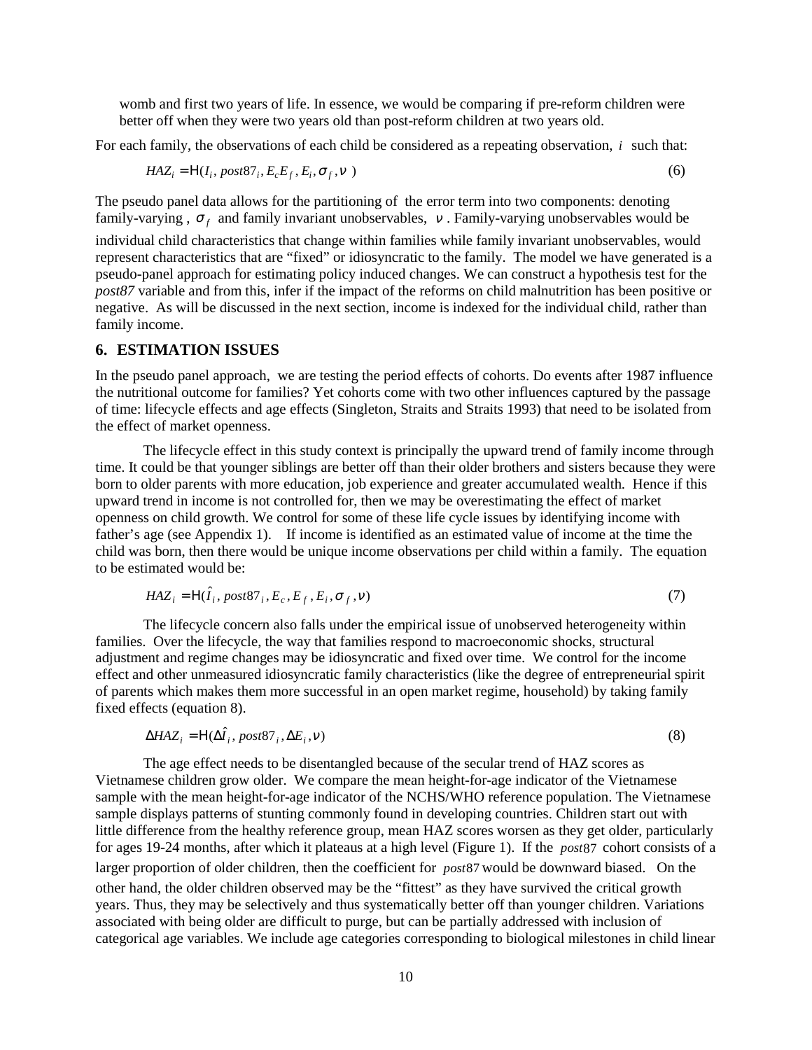womb and first two years of life. In essence, we would be comparing if pre-reform children were better off when they were two years old than post-reform children at two years old.

For each family, the observations of each child be considered as a repeating observation, $i$ such that:

$$HAZ_i = H(I_i, post87_i, E_c E_f, E_i, \sigma_f, \nu) \tag{6}$$

The pseudo panel data allows for the partitioning of the error term into two components: denoting family-varying , $\sigma_f$ and family invariant unobservables, $\nu$ . Family-varying unobservables would be individual child characteristics that change within families while family invariant unobservables, would represent characteristics that are "fixed" or idiosyncratic to the family. The model we have generated is a pseudo-panel approach for estimating policy induced changes. We can construct a hypothesis test for the *post87* variable and from this, infer if the impact of the reforms on child malnutrition has been positive or negative. As will be discussed in the next section, income is indexed for the individual child, rather than family income.

## 6. ESTIMATION ISSUES

In the pseudo panel approach, we are testing the period effects of cohorts. Do events after 1987 influence the nutritional outcome for families? Yet cohorts come with two other influences captured by the passage of time: lifecycle effects and age effects (Singleton, Straits and Straits 1993) that need to be isolated from the effect of market openness.

The lifecycle effect in this study context is principally the upward trend of family income through time. It could be that younger siblings are better off than their older brothers and sisters because they were born to older parents with more education, job experience and greater accumulated wealth. Hence if this upward trend in income is not controlled for, then we may be overestimating the effect of market openness on child growth. We control for some of these life cycle issues by identifying income with father's age (see Appendix 1). If income is identified as an estimated value of income at the time the child was born, then there would be unique income observations per child within a family. The equation to be estimated would be:

$$HAZ_i = H(\hat{I}_i, post87_i, E_c, E_f, E_i, \sigma_f, \nu) \tag{7}$$

The lifecycle concern also falls under the empirical issue of unobserved heterogeneity within families. Over the lifecycle, the way that families respond to macroeconomic shocks, structural adjustment and regime changes may be idiosyncratic and fixed over time. We control for the income effect and other unmeasured idiosyncratic family characteristics (like the degree of entrepreneurial spirit of parents which makes them more successful in an open market regime, household) by taking family fixed effects (equation 8).

$$\Delta HAZ_i = H(\Delta\hat{I}_i, post87_i, \Delta E_i, \nu) \tag{8}$$

The age effect needs to be disentangled because of the secular trend of HAZ scores as Vietnamese children grow older. We compare the mean height-for-age indicator of the Vietnamese sample with the mean height-for-age indicator of the NCHS/WHO reference population. The Vietnamese sample displays patterns of stunting commonly found in developing countries. Children start out with little difference from the healthy reference group, mean HAZ scores worsen as they get older, particularly for ages 19-24 months, after which it plateaus at a high level (Figure 1). If the $post87$ cohort consists of a larger proportion of older children, then the coefficient for $post87$ would be downward biased. On the other hand, the older children observed may be the "fittest" as they have survived the critical growth years. Thus, they may be selectively and thus systematically better off than younger children. Variations associated with being older are difficult to purge, but can be partially addressed with inclusion of categorical age variables. We include age categories corresponding to biological milestones in child linear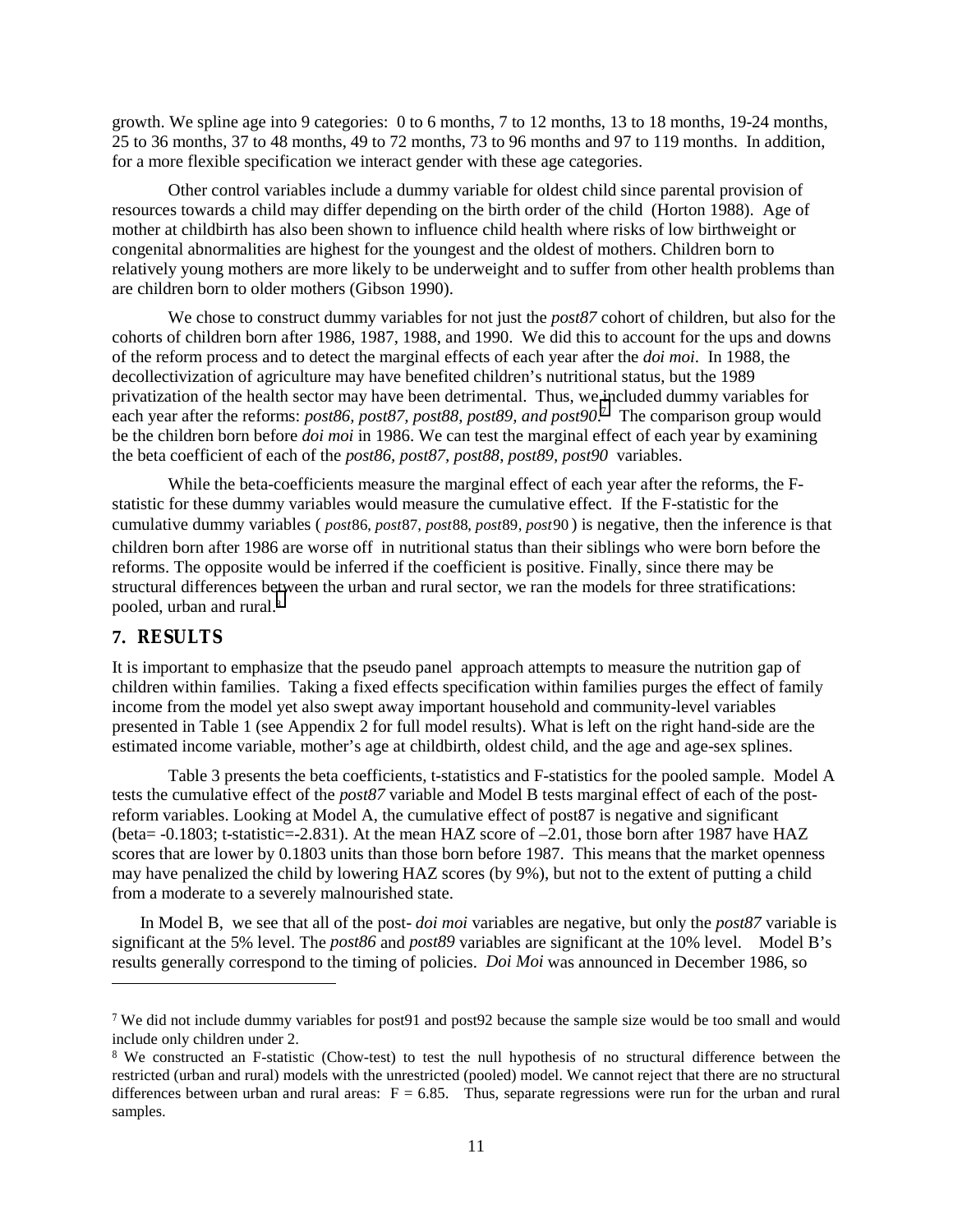growth. We spline age into 9 categories: 0 to 6 months, 7 to 12 months, 13 to 18 months, 19-24 months, 25 to 36 months, 37 to 48 months, 49 to 72 months, 73 to 96 months and 97 to 119 months. In addition, for a more flexible specification we interact gender with these age categories.

Other control variables include a dummy variable for oldest child since parental provision of resources towards a child may differ depending on the birth order of the child (Horton 1988). Age of mother at childbirth has also been shown to influence child health where risks of low birthweight or congenital abnormalities are highest for the youngest and the oldest of mothers. Children born to relatively young mothers are more likely to be underweight and to suffer from other health problems than are children born to older mothers (Gibson 1990).

We chose to construct dummy variables for not just the *post87* cohort of children, but also for the cohorts of children born after 1986, 1987, 1988, and 1990. We did this to account for the ups and downs of the reform process and to detect the marginal effects of each year after the *doi moi*. In 1988, the decollectivization of agriculture may have benefited children's nutritional status, but the 1989 privatization of the health sector may have been detrimental. Thus, we included dummy variables for each year after the reforms: *post86, post87, post88, post89, and post90*.[7] The comparison group would be the children born before *doi moi* in 1986. We can test the marginal effect of each year by examining the beta coefficient of each of the *post86, post87, post88, post89, post90* variables.

While the beta-coefficients measure the marginal effect of each year after the reforms, the F-statistic for these dummy variables would measure the cumulative effect. If the F-statistic for the cumulative dummy variables ( $post86, post87, post88, post89, post90$ ) is negative, then the inference is that children born after 1986 are worse off in nutritional status than their siblings who were born before the reforms. The opposite would be inferred if the coefficient is positive. Finally, since there may be structural differences between the urban and rural sector, we ran the models for three stratifications: pooled, urban and rural.[8]

## 7. RESULTS

It is important to emphasize that the pseudo panel approach attempts to measure the nutrition gap of children within families. Taking a fixed effects specification within families purges the effect of family income from the model yet also swept away important household and community-level variables presented in Table 1 (see Appendix 2 for full model results). What is left on the right hand-side are the estimated income variable, mother's age at childbirth, oldest child, and the age and age-sex splines.

Table 3 presents the beta coefficients, t-statistics and F-statistics for the pooled sample. Model A tests the cumulative effect of the *post87* variable and Model B tests marginal effect of each of the post-reform variables. Looking at Model A, the cumulative effect of post87 is negative and significant (beta= -0.1803; t-statistic=-2.831). At the mean HAZ score of –2.01, those born after 1987 have HAZ scores that are lower by 0.1803 units than those born before 1987. This means that the market openness may have penalized the child by lowering HAZ scores (by 9%), but not to the extent of putting a child from a moderate to a severely malnourished state.

In Model B, we see that all of the post- *doi moi* variables are negative, but only the *post87* variable is significant at the 5% level. The *post86* and *post89* variables are significant at the 10% level. Model B's results generally correspond to the timing of policies. *Doi Moi* was announced in December 1986, so

---

[7] We did not include dummy variables for post91 and post92 because the sample size would be too small and would include only children under 2.

[8] We constructed an F-statistic (Chow-test) to test the null hypothesis of no structural difference between the restricted (urban and rural) models with the unrestricted (pooled) model. We cannot reject that there are no structural differences between urban and rural areas: $F = 6.85$. Thus, separate regressions were run for the urban and rural samples.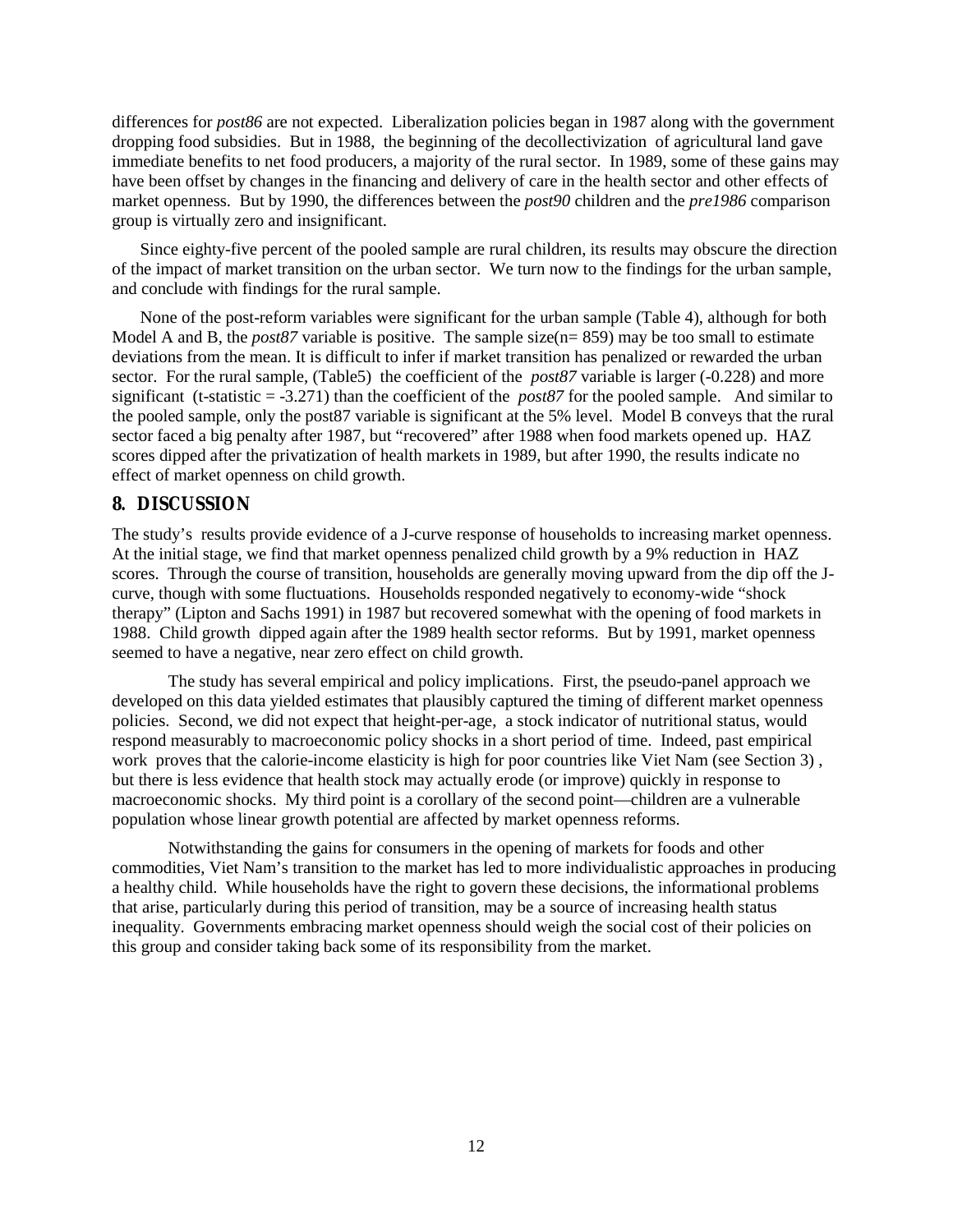differences for *post86* are not expected. Liberalization policies began in 1987 along with the government dropping food subsidies. But in 1988, the beginning of the decollectivization of agricultural land gave immediate benefits to net food producers, a majority of the rural sector. In 1989, some of these gains may have been offset by changes in the financing and delivery of care in the health sector and other effects of market openness. But by 1990, the differences between the *post90* children and the *pre1986* comparison group is virtually zero and insignificant.

Since eighty-five percent of the pooled sample are rural children, its results may obscure the direction of the impact of market transition on the urban sector. We turn now to the findings for the urban sample, and conclude with findings for the rural sample.

None of the post-reform variables were significant for the urban sample (Table 4), although for both Model A and B, the *post87* variable is positive. The sample size(n= 859) may be too small to estimate deviations from the mean. It is difficult to infer if market transition has penalized or rewarded the urban sector. For the rural sample, (Table5) the coefficient of the *post87* variable is larger (-0.228) and more significant (t-statistic = -3.271) than the coefficient of the *post87* for the pooled sample. And similar to the pooled sample, only the post87 variable is significant at the 5% level. Model B conveys that the rural sector faced a big penalty after 1987, but "recovered" after 1988 when food markets opened up. HAZ scores dipped after the privatization of health markets in 1989, but after 1990, the results indicate no effect of market openness on child growth.

## 8. DISCUSSION

The study's results provide evidence of a J-curve response of households to increasing market openness. At the initial stage, we find that market openness penalized child growth by a 9% reduction in HAZ scores. Through the course of transition, households are generally moving upward from the dip off the J-curve, though with some fluctuations. Households responded negatively to economy-wide "shock therapy" (Lipton and Sachs 1991) in 1987 but recovered somewhat with the opening of food markets in 1988. Child growth dipped again after the 1989 health sector reforms. But by 1991, market openness seemed to have a negative, near zero effect on child growth.

The study has several empirical and policy implications. First, the pseudo-panel approach we developed on this data yielded estimates that plausibly captured the timing of different market openness policies. Second, we did not expect that height-per-age, a stock indicator of nutritional status, would respond measurably to macroeconomic policy shocks in a short period of time. Indeed, past empirical work proves that the calorie-income elasticity is high for poor countries like Viet Nam (see Section 3) , but there is less evidence that health stock may actually erode (or improve) quickly in response to macroeconomic shocks. My third point is a corollary of the second point—children are a vulnerable population whose linear growth potential are affected by market openness reforms.

Notwithstanding the gains for consumers in the opening of markets for foods and other commodities, Viet Nam's transition to the market has led to more individualistic approaches in producing a healthy child. While households have the right to govern these decisions, the informational problems that arise, particularly during this period of transition, may be a source of increasing health status inequality. Governments embracing market openness should weigh the social cost of their policies on this group and consider taking back some of its responsibility from the market.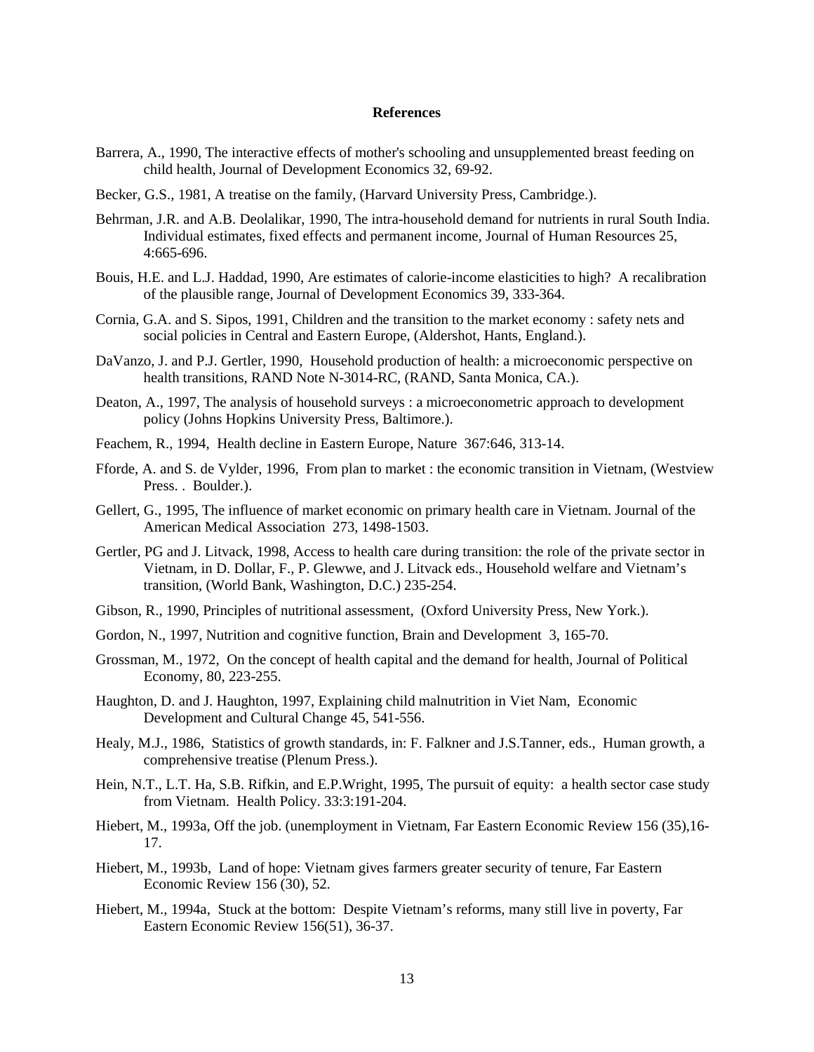## References

Barrera, A., 1990, The interactive effects of mother's schooling and unsupplemented breast feeding on child health, Journal of Development Economics 32, 69-92.

Becker, G.S., 1981, A treatise on the family, (Harvard University Press, Cambridge.).

Behrman, J.R. and A.B. Deolalikar, 1990, The intra-household demand for nutrients in rural South India. Individual estimates, fixed effects and permanent income, Journal of Human Resources 25, 4:665-696.

Bouis, H.E. and L.J. Haddad, 1990, Are estimates of calorie-income elasticities to high? A recalibration of the plausible range, Journal of Development Economics 39, 333-364.

Cornia, G.A. and S. Sipos, 1991, Children and the transition to the market economy : safety nets and social policies in Central and Eastern Europe, (Aldershot, Hants, England.).

DaVanzo, J. and P.J. Gertler, 1990, Household production of health: a microeconomic perspective on health transitions, RAND Note N-3014-RC, (RAND, Santa Monica, CA.).

Deaton, A., 1997, The analysis of household surveys : a microeconometric approach to development policy (Johns Hopkins University Press, Baltimore.).

Feachem, R., 1994, Health decline in Eastern Europe, Nature 367:646, 313-14.

Fforde, A. and S. de Vylder, 1996, From plan to market : the economic transition in Vietnam, (Westview Press. . Boulder.).

Gellert, G., 1995, The influence of market economic on primary health care in Vietnam. Journal of the American Medical Association 273, 1498-1503.

Gertler, PG and J. Litvack, 1998, Access to health care during transition: the role of the private sector in Vietnam, in D. Dollar, F., P. Glewwe, and J. Litvack eds., Household welfare and Vietnam's transition, (World Bank, Washington, D.C.) 235-254.

Gibson, R., 1990, Principles of nutritional assessment, (Oxford University Press, New York.).

Gordon, N., 1997, Nutrition and cognitive function, Brain and Development 3, 165-70.

Grossman, M., 1972, On the concept of health capital and the demand for health, Journal of Political Economy, 80, 223-255.

Haughton, D. and J. Haughton, 1997, Explaining child malnutrition in Viet Nam, Economic Development and Cultural Change 45, 541-556.

Healy, M.J., 1986, Statistics of growth standards, in: F. Falkner and J.S.Tanner, eds., Human growth, a comprehensive treatise (Plenum Press.).

Hein, N.T., L.T. Ha, S.B. Rifkin, and E.P.Wright, 1995, The pursuit of equity: a health sector case study from Vietnam. Health Policy. 33:3:191-204.

Hiebert, M., 1993a, Off the job. (unemployment in Vietnam, Far Eastern Economic Review 156 (35),16-17.

Hiebert, M., 1993b, Land of hope: Vietnam gives farmers greater security of tenure, Far Eastern Economic Review 156 (30), 52.

Hiebert, M., 1994a, Stuck at the bottom: Despite Vietnam's reforms, many still live in poverty, Far Eastern Economic Review 156(51), 36-37.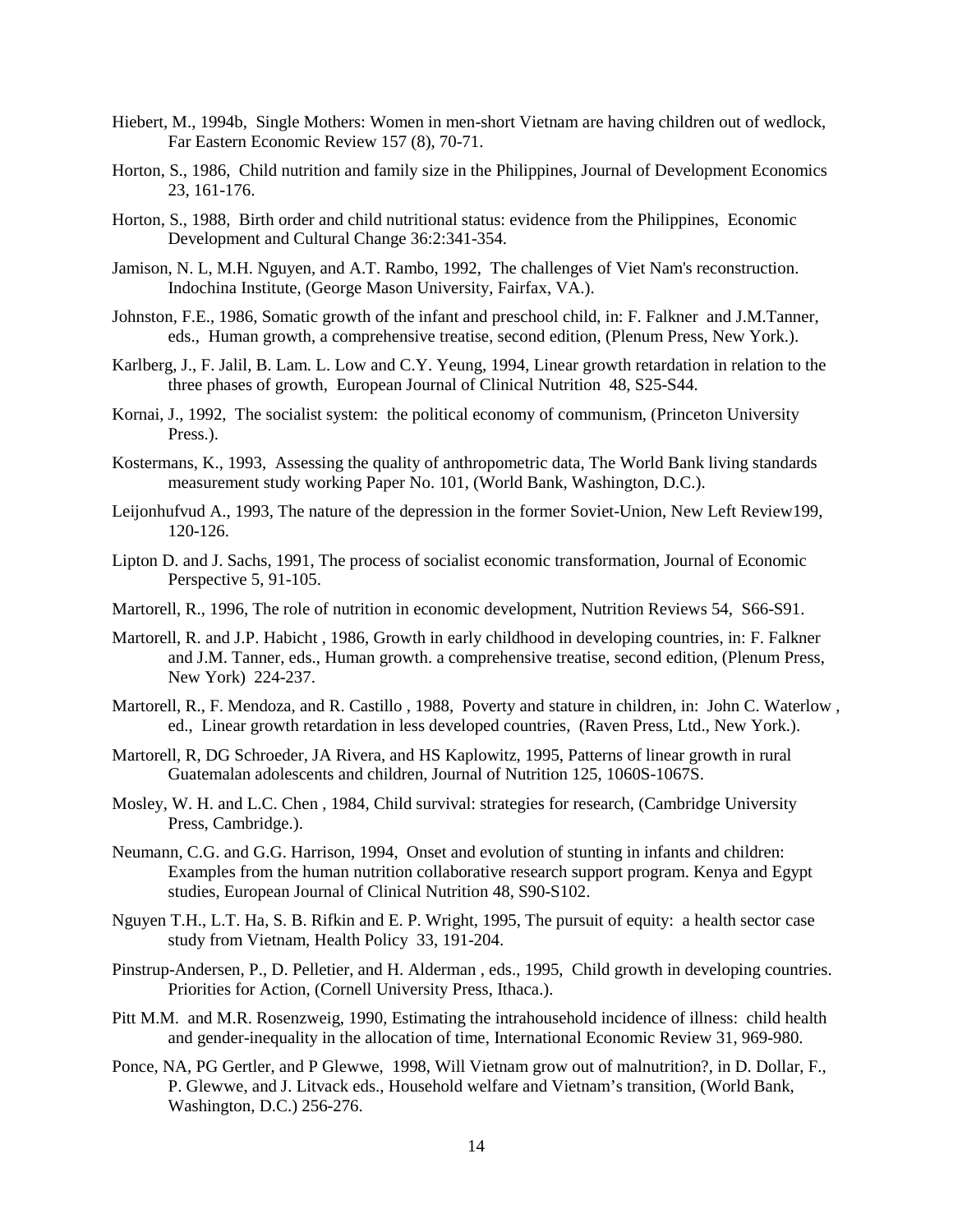Hiebert, M., 1994b, Single Mothers: Women in men-short Vietnam are having children out of wedlock, Far Eastern Economic Review 157 (8), 70-71.

Horton, S., 1986, Child nutrition and family size in the Philippines, Journal of Development Economics 23, 161-176.

Horton, S., 1988, Birth order and child nutritional status: evidence from the Philippines, Economic Development and Cultural Change 36:2:341-354.

Jamison, N. L, M.H. Nguyen, and A.T. Rambo, 1992, The challenges of Viet Nam's reconstruction. Indochina Institute, (George Mason University, Fairfax, VA.).

Johnston, F.E., 1986, Somatic growth of the infant and preschool child, in: F. Falkner and J.M.Tanner, eds., Human growth, a comprehensive treatise, second edition, (Plenum Press, New York.).

Karlberg, J., F. Jalil, B. Lam. L. Low and C.Y. Yeung, 1994, Linear growth retardation in relation to the three phases of growth, European Journal of Clinical Nutrition 48, S25-S44.

Kornai, J., 1992, The socialist system: the political economy of communism, (Princeton University Press.).

Kostermans, K., 1993, Assessing the quality of anthropometric data, The World Bank living standards measurement study working Paper No. 101, (World Bank, Washington, D.C.).

Leijonhufvud A., 1993, The nature of the depression in the former Soviet-Union, New Left Review199, 120-126.

Lipton D. and J. Sachs, 1991, The process of socialist economic transformation, Journal of Economic Perspective 5, 91-105.

Martorell, R., 1996, The role of nutrition in economic development, Nutrition Reviews 54, S66-S91.

Martorell, R. and J.P. Habicht , 1986, Growth in early childhood in developing countries, in: F. Falkner and J.M. Tanner, eds., Human growth. a comprehensive treatise, second edition, (Plenum Press, New York) 224-237.

Martorell, R., F. Mendoza, and R. Castillo , 1988, Poverty and stature in children, in: John C. Waterlow , ed., Linear growth retardation in less developed countries, (Raven Press, Ltd., New York.).

Martorell, R, DG Schroeder, JA Rivera, and HS Kaplowitz, 1995, Patterns of linear growth in rural Guatemalan adolescents and children, Journal of Nutrition 125, 1060S-1067S.

Mosley, W. H. and L.C. Chen , 1984, Child survival: strategies for research, (Cambridge University Press, Cambridge.).

Neumann, C.G. and G.G. Harrison, 1994, Onset and evolution of stunting in infants and children: Examples from the human nutrition collaborative research support program. Kenya and Egypt studies, European Journal of Clinical Nutrition 48, S90-S102.

Nguyen T.H., L.T. Ha, S. B. Rifkin and E. P. Wright, 1995, The pursuit of equity: a health sector case study from Vietnam, Health Policy 33, 191-204.

Pinstrup-Andersen, P., D. Pelletier, and H. Alderman , eds., 1995, Child growth in developing countries. Priorities for Action, (Cornell University Press, Ithaca.).

Pitt M.M. and M.R. Rosenzweig, 1990, Estimating the intrahousehold incidence of illness: child health and gender-inequality in the allocation of time, International Economic Review 31, 969-980.

Ponce, NA, PG Gertler, and P Glewwe, 1998, Will Vietnam grow out of malnutrition?, in D. Dollar, F., P. Glewwe, and J. Litvack eds., Household welfare and Vietnam's transition, (World Bank, Washington, D.C.) 256-276.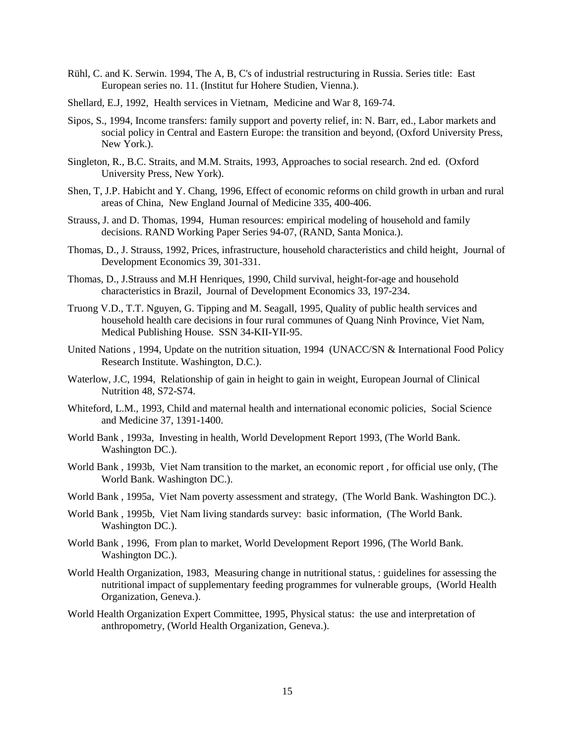Rühl, C. and K. Serwin. 1994, The A, B, C's of industrial restructuring in Russia. Series title: East European series no. 11. (Institut fur Hohere Studien, Vienna.).

Shellard, E.J, 1992, Health services in Vietnam, Medicine and War 8, 169-74.

Sipos, S., 1994, Income transfers: family support and poverty relief, in: N. Barr, ed., Labor markets and social policy in Central and Eastern Europe: the transition and beyond, (Oxford University Press, New York.).

Singleton, R., B.C. Straits, and M.M. Straits, 1993, Approaches to social research. 2nd ed. (Oxford University Press, New York).

Shen, T, J.P. Habicht and Y. Chang, 1996, Effect of economic reforms on child growth in urban and rural areas of China, New England Journal of Medicine 335, 400-406.

Strauss, J. and D. Thomas, 1994, Human resources: empirical modeling of household and family decisions. RAND Working Paper Series 94-07, (RAND, Santa Monica.).

Thomas, D., J. Strauss, 1992, Prices, infrastructure, household characteristics and child height, Journal of Development Economics 39, 301-331.

Thomas, D., J.Strauss and M.H Henriques, 1990, Child survival, height-for-age and household characteristics in Brazil, Journal of Development Economics 33, 197-234.

Truong V.D., T.T. Nguyen, G. Tipping and M. Seagall, 1995, Quality of public health services and household health care decisions in four rural communes of Quang Ninh Province, Viet Nam, Medical Publishing House. SSN 34-KII-YII-95.

United Nations , 1994, Update on the nutrition situation, 1994 (UNACC/SN & International Food Policy Research Institute. Washington, D.C.).

Waterlow, J.C, 1994, Relationship of gain in height to gain in weight, European Journal of Clinical Nutrition 48, S72-S74.

Whiteford, L.M., 1993, Child and maternal health and international economic policies, Social Science and Medicine 37, 1391-1400.

World Bank , 1993a, Investing in health, World Development Report 1993, (The World Bank. Washington DC.).

World Bank , 1993b, Viet Nam transition to the market, an economic report , for official use only, (The World Bank. Washington DC.).

World Bank , 1995a, Viet Nam poverty assessment and strategy, (The World Bank. Washington DC.).

World Bank , 1995b, Viet Nam living standards survey: basic information, (The World Bank. Washington DC.).

World Bank , 1996, From plan to market, World Development Report 1996, (The World Bank. Washington DC.).

World Health Organization, 1983, Measuring change in nutritional status, : guidelines for assessing the nutritional impact of supplementary feeding programmes for vulnerable groups, (World Health Organization, Geneva.).

World Health Organization Expert Committee, 1995, Physical status: the use and interpretation of anthropometry, (World Health Organization, Geneva.).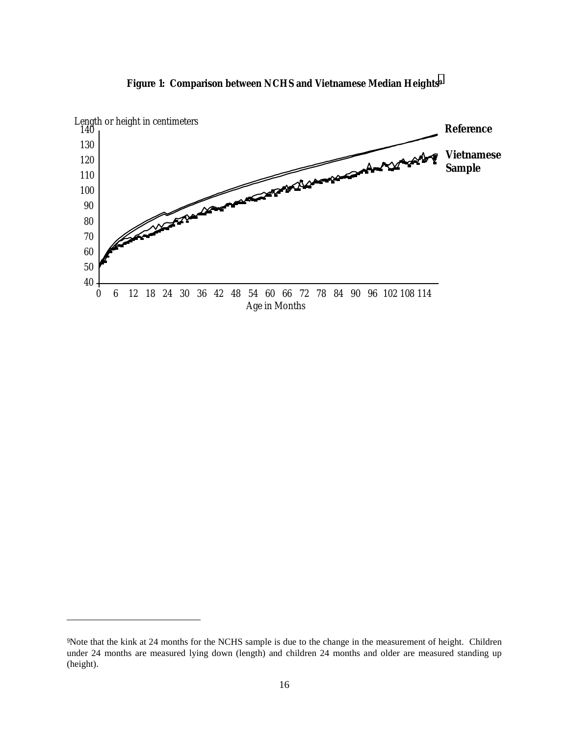**Figure 1: Comparison between NCHS and Vietnamese Median Heights**[9]

Length or height in centimeters

Reference

Vietnamese Sample

Age in Months

[9]Note that the kink at 24 months for the NCHS sample is due to the change in the measurement of height. Children under 24 months are measured lying down (length) and children 24 months and older are measured standing up (height).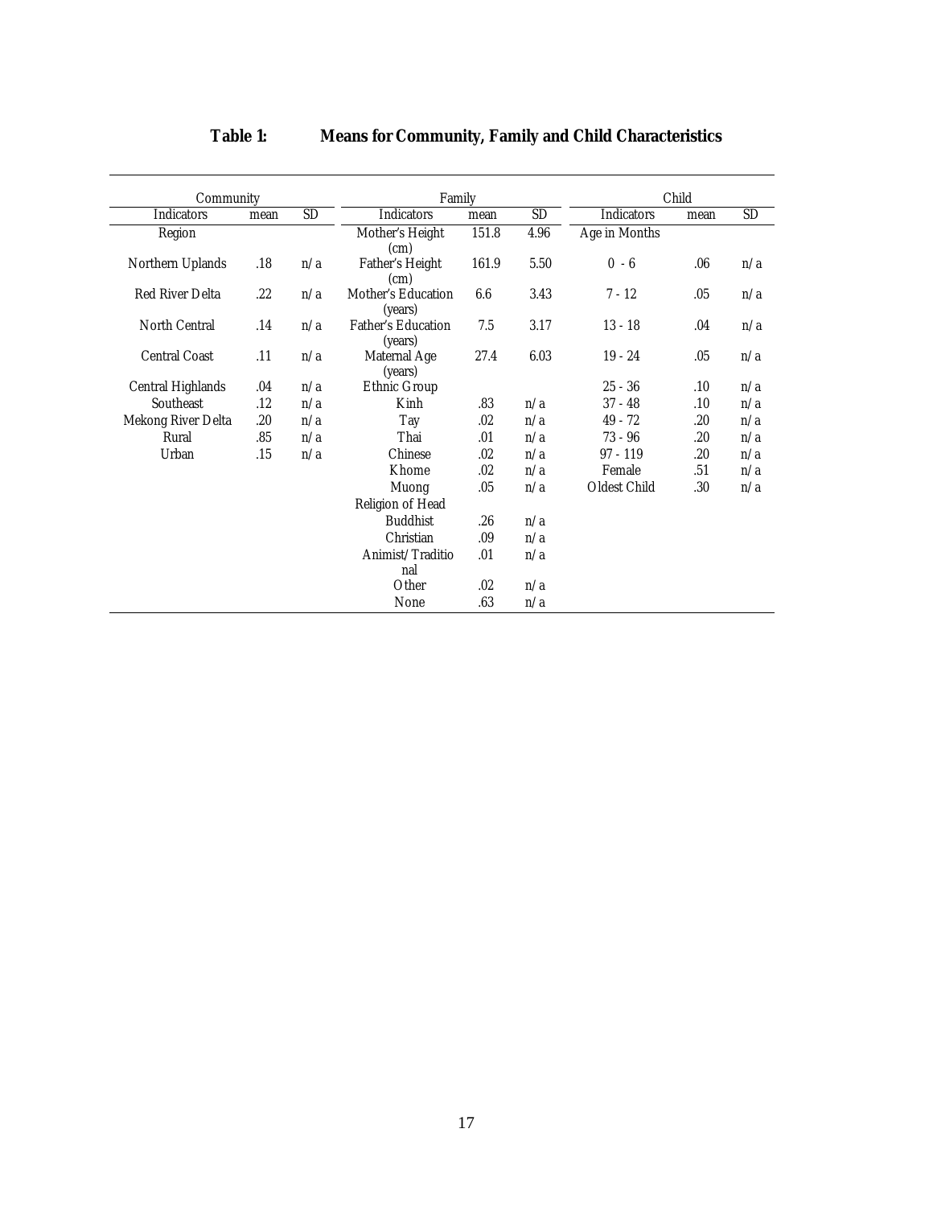# Table 1: Means for Community, Family and Child Characteristics

| Community | | | Family | | | Child | | |
|---|---|---|---|---|---|---|---|---|
| Indicators | mean | SD | Indicators | mean | SD | Indicators | mean | SD |
| Region | | | Mother's Height (cm) | 151.8 | 4.96 | Age in Months | | |
| Northern Uplands | .18 | n/a | Father's Height (cm) | 161.9 | 5.50 | 0 - 6 | .06 | n/a |
| Red River Delta | .22 | n/a | Mother's Education (years) | 6.6 | 3.43 | 7 - 12 | .05 | n/a |
| North Central | .14 | n/a | Father's Education (years) | 7.5 | 3.17 | 13 - 18 | .04 | n/a |
| Central Coast | .11 | n/a | Maternal Age (years) | 27.4 | 6.03 | 19 - 24 | .05 | n/a |
| Central Highlands | .04 | n/a | Ethnic Group | | | 25 - 36 | .10 | n/a |
| Southeast | .12 | n/a | Kinh | .83 | n/a | 37 - 48 | .10 | n/a |
| Mekong River Delta | .20 | n/a | Tay | .02 | n/a | 49 - 72 | .20 | n/a |
| Rural | .85 | n/a | Thai | .01 | n/a | 73 - 96 | .20 | n/a |
| Urban | .15 | n/a | Chinese | .02 | n/a | 97 - 119 | .20 | n/a |
| | | | Khome | .02 | n/a | Female | .51 | n/a |
| | | | Muong | .05 | n/a | Oldest Child | .30 | n/a |
| | | | Religion of Head | | | | | |
| | | | Buddhist | .26 | n/a | | | |
| | | | Christian | .09 | n/a | | | |
| | | | Animist/Traditional | .01 | n/a | | | |
| | | | Other | .02 | n/a | | | |
| | | | None | .63 | n/a | | | |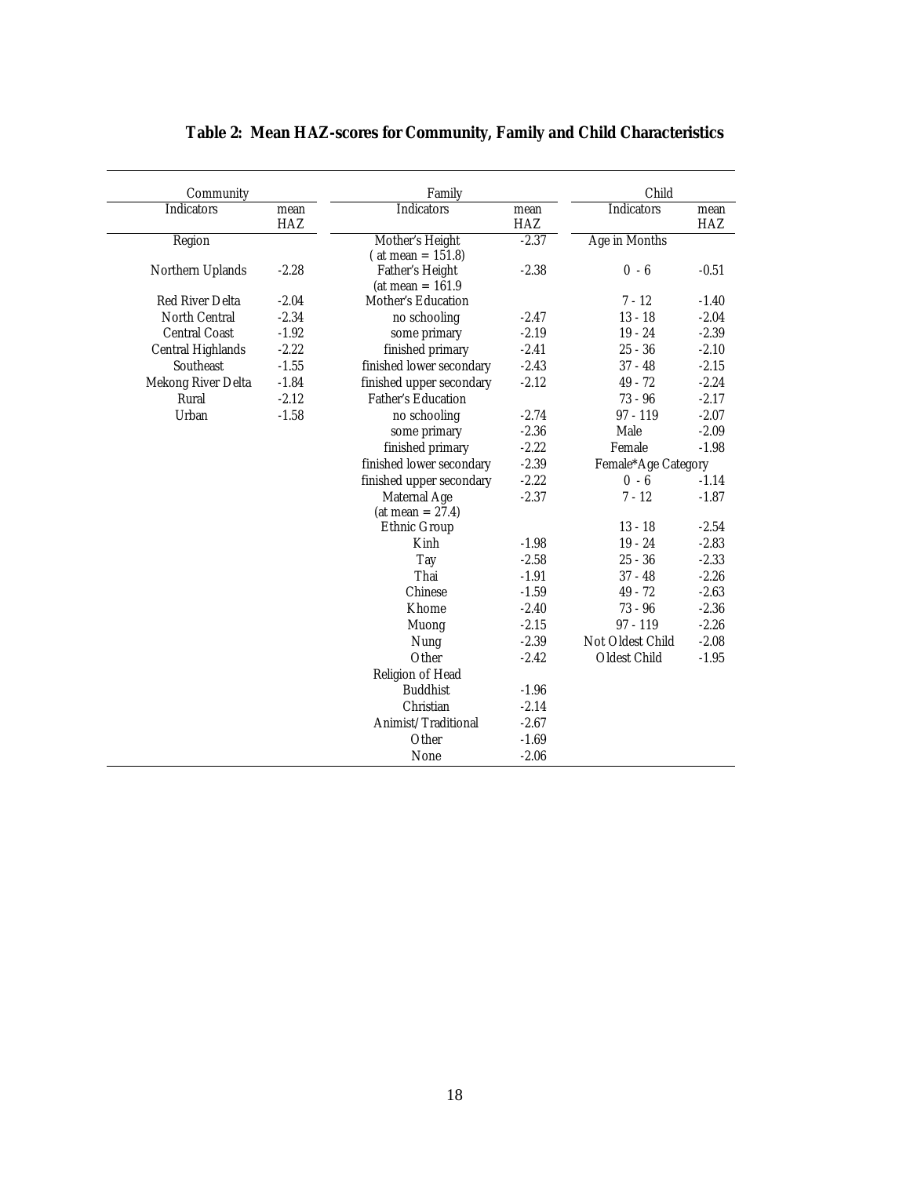## Table 2: Mean HAZ-scores for Community, Family and Child Characteristics

| Community | | Family | | Child | |
|---|---|---|---|---|---|
| Indicators | mean HAZ | Indicators | mean HAZ | Indicators | mean HAZ |
| Region | | Mother's Height ( at mean = 151.8) | -2.37 | Age in Months | |
| Northern Uplands | -2.28 | Father's Height (at mean = 161.9 | -2.38 | 0 - 6 | -0.51 |
| Red River Delta | -2.04 | Mother's Education | | 7 - 12 | -1.40 |
| North Central | -2.34 | no schooling | -2.47 | 13 - 18 | -2.04 |
| Central Coast | -1.92 | some primary | -2.19 | 19 - 24 | -2.39 |
| Central Highlands | -2.22 | finished primary | -2.41 | 25 - 36 | -2.10 |
| Southeast | -1.55 | finished lower secondary | -2.43 | 37 - 48 | -2.15 |
| Mekong River Delta | -1.84 | finished upper secondary | -2.12 | 49 - 72 | -2.24 |
| Rural | -2.12 | Father's Education | | 73 - 96 | -2.17 |
| Urban | -1.58 | no schooling | -2.74 | 97 - 119 | -2.07 |
| | | some primary | -2.36 | Male | -2.09 |
| | | finished primary | -2.22 | Female | -1.98 |
| | | finished lower secondary | -2.39 | Female*Age Category | |
| | | finished upper secondary | -2.22 | 0 - 6 | -1.14 |
| | | Maternal Age (at mean = 27.4) | -2.37 | 7 - 12 | -1.87 |
| | | Ethnic Group | | 13 - 18 | -2.54 |
| | | Kinh | -1.98 | 19 - 24 | -2.83 |
| | | Tay | -2.58 | 25 - 36 | -2.33 |
| | | Thai | -1.91 | 37 - 48 | -2.26 |
| | | Chinese | -1.59 | 49 - 72 | -2.63 |
| | | Khome | -2.40 | 73 - 96 | -2.36 |
| | | Muong | -2.15 | 97 - 119 | -2.26 |
| | | Nung | -2.39 | Not Oldest Child | -2.08 |
| | | Other | -2.42 | Oldest Child | -1.95 |
| | | Religion of Head | | | |
| | | Buddhist | -1.96 | | |
| | | Christian | -2.14 | | |
| | | Animist/Traditional | -2.67 | | |
| | | Other | -1.69 | | |
| | | None | -2.06 | | |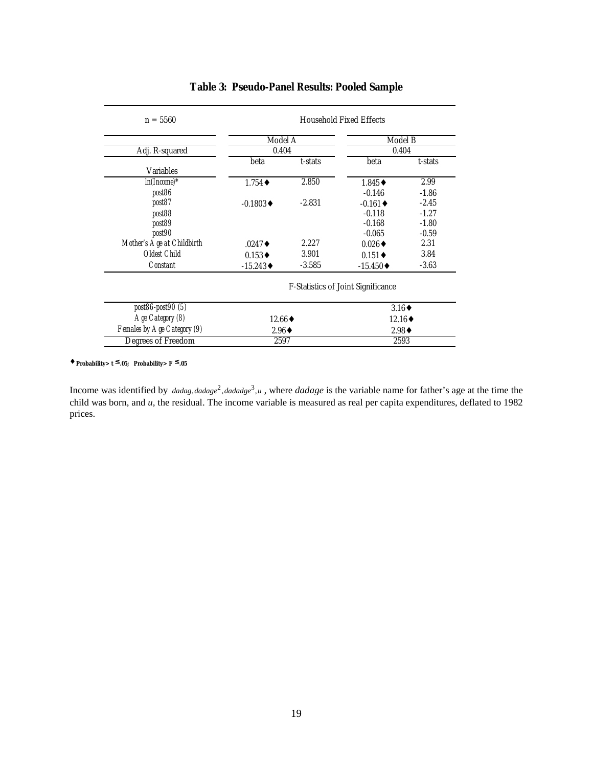## Table 3: Pseudo-Panel Results: Pooled Sample

| n = 5560 | Household Fixed Effects | | | |
|---|---|---|---|---|
| | Model A | | Model B | |
| Adj. R-squared | 0.404 | | 0.404 | |
| Variables | beta | t-stats | beta | t-stats |
| ln(Income)* | 1.754♦ | 2.850 | 1.845♦ | 2.99 |
| post86 | | | -0.146 | -1.86 |
| post87 | -0.1803♦ | -2.831 | -0.161♦ | -2.45 |
| post88 | | | -0.118 | -1.27 |
| post89 | | | -0.168 | -1.80 |
| post90 | | | -0.065 | -0.59 |
| Mother's Age at Childbirth | .0247♦ | 2.227 | 0.026♦ | 2.31 |
| Oldest Child | 0.153♦ | 3.901 | 0.151♦ | 3.84 |
| Constant | -15.243♦ | -3.585 | -15.450♦ | -3.63 |
| | **F-Statistics of Joint Significance** | | | |
| post86-post90 (5) | | | 3.16♦ | |
| Age Category (8) | 12.66♦ | | 12.16♦ | |
| Females by Age Category (9) | 2.96♦ | | 2.98♦ | |
| Degrees of Freedom | 2597 | | 2593 | |

♦ **Probability> t ≤.05; Probability> F ≤.05**

Income was identified by $dadag, dadage^2, dadadge^3, u$ , where *dadage* is the variable name for father's age at the time the child was born, and *u*, the residual. The income variable is measured as real per capita expenditures, deflated to 1982 prices.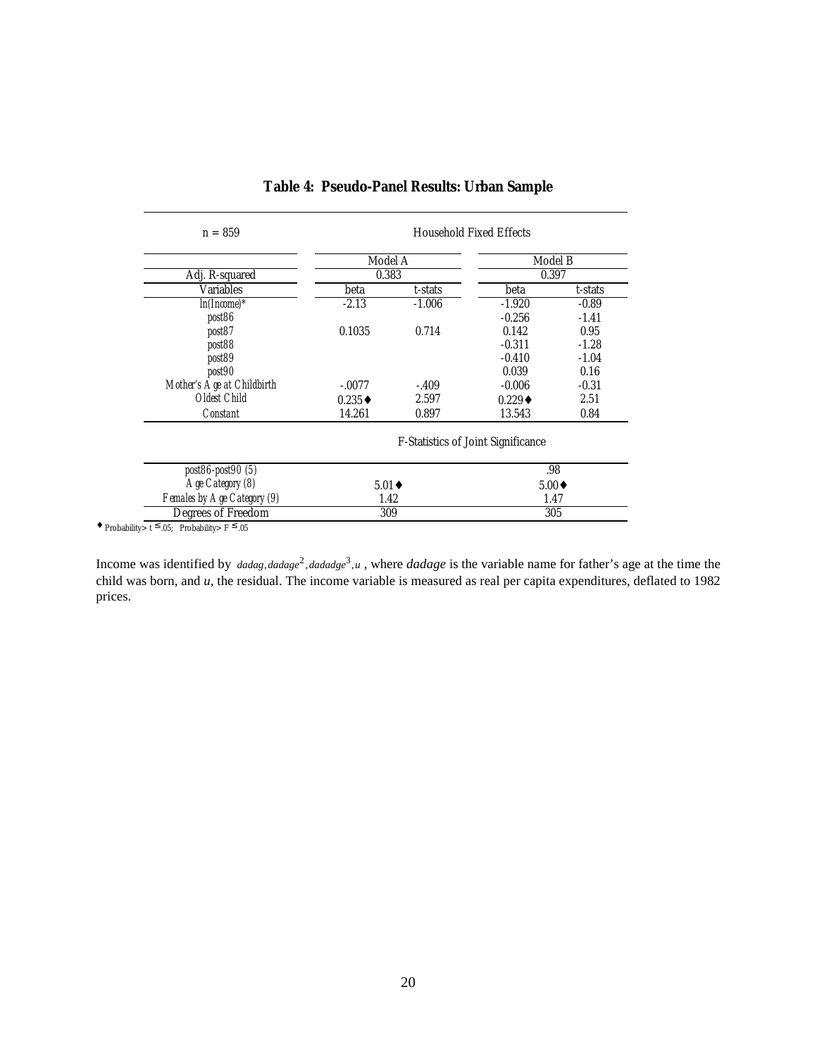## Table 4: Pseudo-Panel Results: Urban Sample

| n = 859 | Household Fixed Effects | | | |
|---|---|---|---|---|
| | Model A | | Model B | |
| Adj. R-squared | 0.383 | | 0.397 | |
| Variables | beta | t-stats | beta | t-stats |
| ln(Income)* | -2.13 | -1.006 | -1.920 | -0.89 |
| post86 | | | -0.256 | -1.41 |
| post87 | 0.1035 | 0.714 | 0.142 | 0.95 |
| post88 | | | -0.311 | -1.28 |
| post89 | | | -0.410 | -1.04 |
| post90 | | | 0.039 | 0.16 |
| Mother's Age at Childbirth | -.0077 | -.409 | -0.006 | -0.31 |
| Oldest Child | 0.235♦ | 2.597 | 0.229♦ | 2.51 |
| Constant | 14.261 | 0.897 | 13.543 | 0.84 |
| | F-Statistics of Joint Significance | | | |
| post86-post90 (5) | | | .98 | |
| Age Category (8) | 5.01♦ | | 5.00♦ | |
| Females by Age Category (9) | 1.42 | | 1.47 | |
| Degrees of Freedom | 309 | | 305 | |

♦ Probability> t ≤.05; Probability> F ≤.05

Income was identified by $dadag, dadage^2, dadadge^3, u$, where *dadage* is the variable name for father's age at the time the child was born, and *u*, the residual. The income variable is measured as real per capita expenditures, deflated to 1982 prices.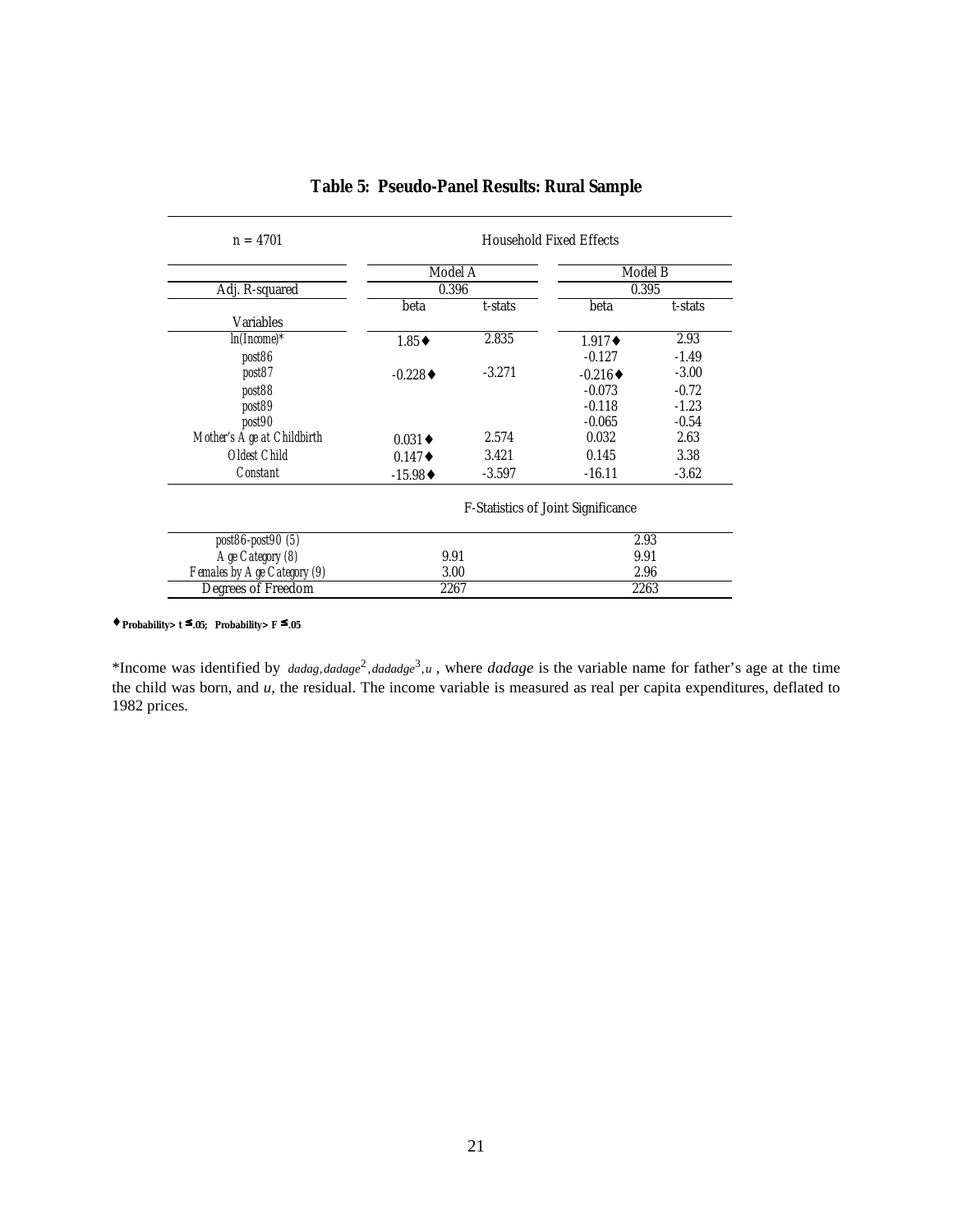## Table 5: Pseudo-Panel Results: Rural Sample

| n = 4701 | Household Fixed Effects | | | |
|---|---|---|---|---|
| | Model A | | Model B | |
| Adj. R-squared | 0.396 | | 0.395 | |
| Variables | beta | t-stats | beta | t-stats |
| ln(Income)* | 1.85♦ | 2.835 | 1.917♦ | 2.93 |
| post86 | | | -0.127 | -1.49 |
| post87 | -0.228♦ | -3.271 | -0.216♦ | -3.00 |
| post88 | | | -0.073 | -0.72 |
| post89 | | | -0.118 | -1.23 |
| post90 | | | -0.065 | -0.54 |
| Mother's Age at Childbirth | 0.031♦ | 2.574 | 0.032 | 2.63 |
| Oldest Child | 0.147♦ | 3.421 | 0.145 | 3.38 |
| Constant | -15.98♦ | -3.597 | -16.11 | -3.62 |
| | F-Statistics of Joint Significance | | | |
| post86-post90 (5) | | | 2.93 | |
| Age Category (8) | 9.91 | | 9.91 | |
| Females by Age Category (9) | 3.00 | | 2.96 | |
| Degrees of Freedom | 2267 | | 2263 | |

♦ **Probability> t ≤.05; Probability> F ≤.05**

*Income was identified by $dadag, dadage^2, dadadge^3, u$ , where *dadage* is the variable name for father's age at the time the child was born, and *u*, the residual. The income variable is measured as real per capita expenditures, deflated to 1982 prices.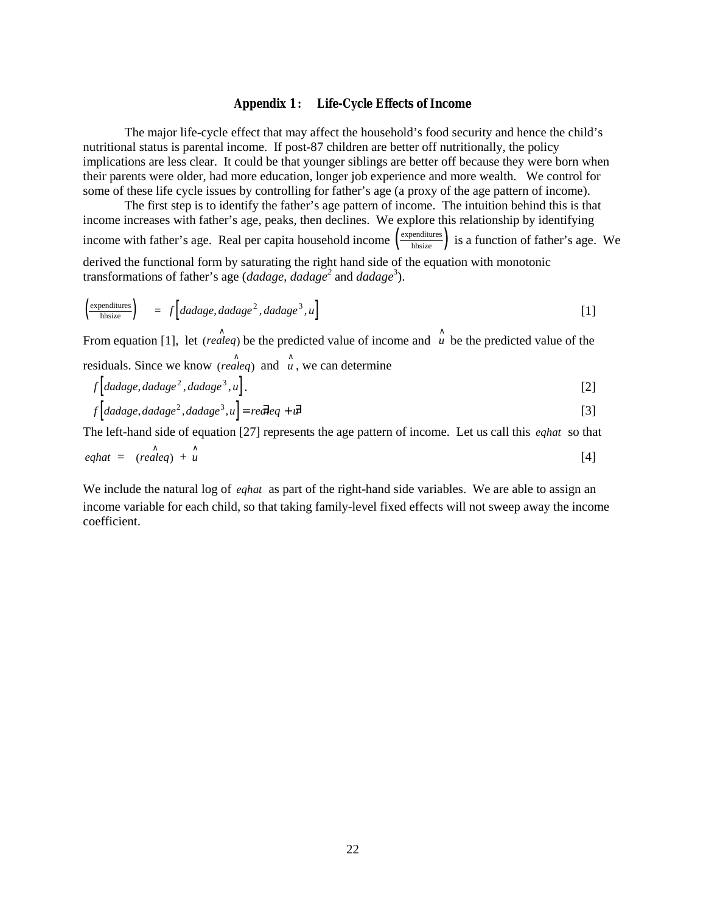## Appendix 1: Life-Cycle Effects of Income

The major life-cycle effect that may affect the household's food security and hence the child's nutritional status is parental income. If post-87 children are better off nutritionally, the policy implications are less clear. It could be that younger siblings are better off because they were born when their parents were older, had more education, longer job experience and more wealth. We control for some of these life cycle issues by controlling for father's age (a proxy of the age pattern of income).

The first step is to identify the father's age pattern of income. The intuition behind this is that income increases with father's age, peaks, then declines. We explore this relationship by identifying income with father's age. Real per capita household income $\left(\frac{\text{expenditures}}{\text{hhsize}}\right)$ is a function of father's age. We derived the functional form by saturating the right hand side of the equation with monotonic transformations of father's age (*dadage*, *dadage*$^2$ and *dadage*$^3$).

$$\left(\frac{\text{expenditures}}{\text{hhsize}}\right) = f\left[dadage, dadage^2, dadage^3, u\right] \quad [1]$$

From equation [1], let $(\hat{realeq})$ be the predicted value of income and $\hat{u}$ be the predicted value of the residuals. Since we know $(\hat{realeq})$ and $\hat{u}$, we can determine

$$f\left[dadage, dadage^2, dadage^3, u\right]. \quad [2]$$

$$f\left[dadage, dadage^2, dadage^3, u\right] = \hat{realeq} + \hat{u} \quad [3]$$

The left-hand side of equation [27] represents the age pattern of income. Let us call this *eqhat* so that

$$eqhat = (\hat{realeq}) + \hat{u} \quad [4]$$

We include the natural log of *eqhat* as part of the right-hand side variables. We are able to assign an income variable for each child, so that taking family-level fixed effects will not sweep away the income coefficient.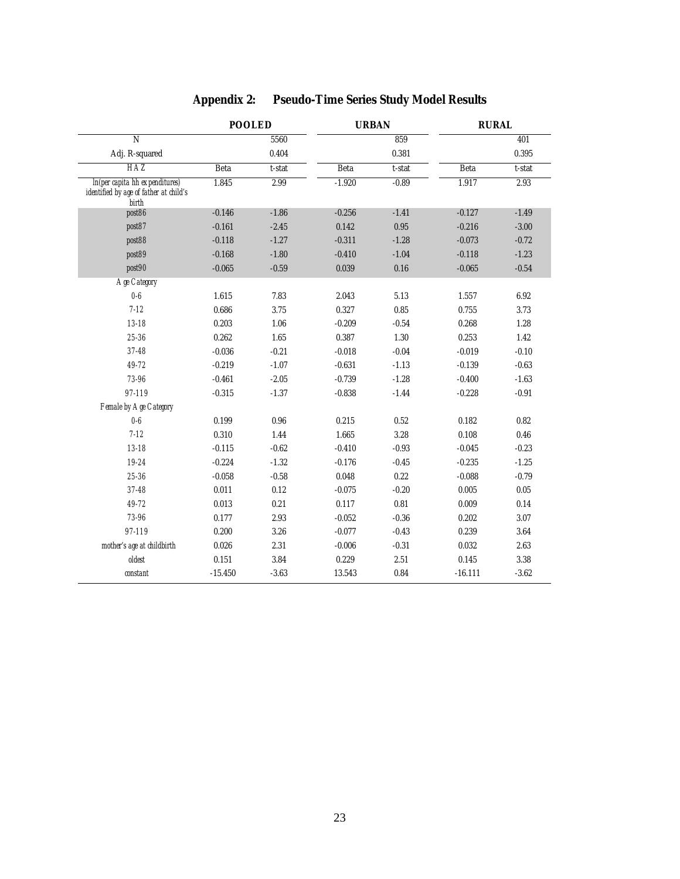## Appendix 2: Pseudo-Time Series Study Model Results

| | POOLED | | URBAN | | RURAL | |
|---|---|---|---|---|---|---|
| N | | 5560 | | 859 | | 401 |
| Adj. R-squared | | 0.404 | | 0.381 | | 0.395 |
| HAZ | Beta | t-stat | Beta | t-stat | Beta | t-stat |
| ln(per capita hh expenditures) identified by age of father at child's birth | 1.845 | 2.99 | -1.920 | -0.89 | 1.917 | 2.93 |
| post86 | -0.146 | -1.86 | -0.256 | -1.41 | -0.127 | -1.49 |
| post87 | -0.161 | -2.45 | 0.142 | 0.95 | -0.216 | -3.00 |
| post88 | -0.118 | -1.27 | -0.311 | -1.28 | -0.073 | -0.72 |
| post89 | -0.168 | -1.80 | -0.410 | -1.04 | -0.118 | -1.23 |
| post90 | -0.065 | -0.59 | 0.039 | 0.16 | -0.065 | -0.54 |
| Age Category | | | | | | |
| 0-6 | 1.615 | 7.83 | 2.043 | 5.13 | 1.557 | 6.92 |
| 7-12 | 0.686 | 3.75 | 0.327 | 0.85 | 0.755 | 3.73 |
| 13-18 | 0.203 | 1.06 | -0.209 | -0.54 | 0.268 | 1.28 |
| 25-36 | 0.262 | 1.65 | 0.387 | 1.30 | 0.253 | 1.42 |
| 37-48 | -0.036 | -0.21 | -0.018 | -0.04 | -0.019 | -0.10 |
| 49-72 | -0.219 | -1.07 | -0.631 | -1.13 | -0.139 | -0.63 |
| 73-96 | -0.461 | -2.05 | -0.739 | -1.28 | -0.400 | -1.63 |
| 97-119 | -0.315 | -1.37 | -0.838 | -1.44 | -0.228 | -0.91 |
| Female by Age Category | | | | | | |
| 0-6 | 0.199 | 0.96 | 0.215 | 0.52 | 0.182 | 0.82 |
| 7-12 | 0.310 | 1.44 | 1.665 | 3.28 | 0.108 | 0.46 |
| 13-18 | -0.115 | -0.62 | -0.410 | -0.93 | -0.045 | -0.23 |
| 19-24 | -0.224 | -1.32 | -0.176 | -0.45 | -0.235 | -1.25 |
| 25-36 | -0.058 | -0.58 | 0.048 | 0.22 | -0.088 | -0.79 |
| 37-48 | 0.011 | 0.12 | -0.075 | -0.20 | 0.005 | 0.05 |
| 49-72 | 0.013 | 0.21 | 0.117 | 0.81 | 0.009 | 0.14 |
| 73-96 | 0.177 | 2.93 | -0.052 | -0.36 | 0.202 | 3.07 |
| 97-119 | 0.200 | 3.26 | -0.077 | -0.43 | 0.239 | 3.64 |
| mother's age at childbirth | 0.026 | 2.31 | -0.006 | -0.31 | 0.032 | 2.63 |
| oldest | 0.151 | 3.84 | 0.229 | 2.51 | 0.145 | 3.38 |
| constant | -15.450 | -3.63 | 13.543 | 0.84 | -16.111 | -3.62 |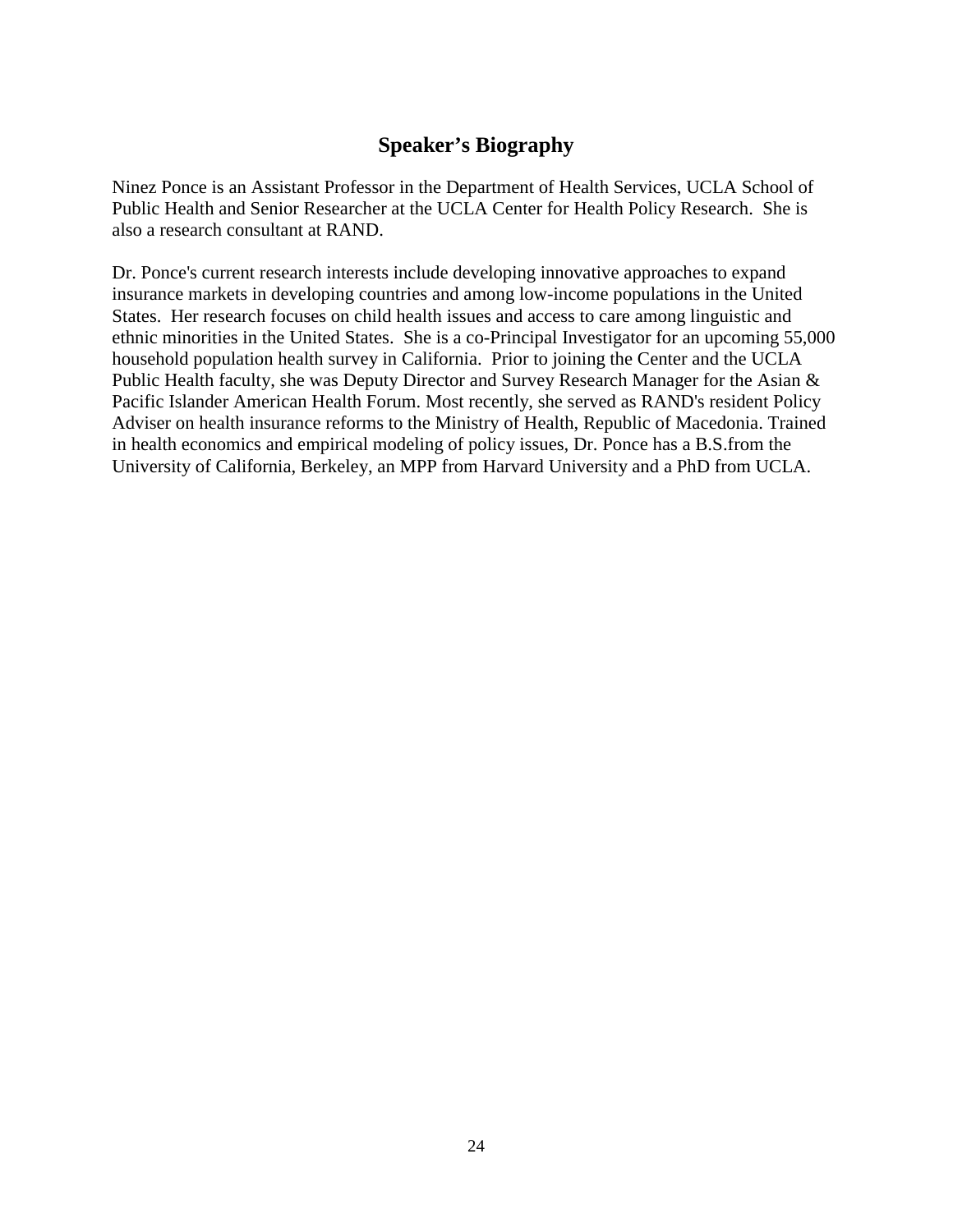## Speaker's Biography

Ninez Ponce is an Assistant Professor in the Department of Health Services, UCLA School of Public Health and Senior Researcher at the UCLA Center for Health Policy Research. She is also a research consultant at RAND.

Dr. Ponce's current research interests include developing innovative approaches to expand insurance markets in developing countries and among low-income populations in the United States. Her research focuses on child health issues and access to care among linguistic and ethnic minorities in the United States. She is a co-Principal Investigator for an upcoming 55,000 household population health survey in California. Prior to joining the Center and the UCLA Public Health faculty, she was Deputy Director and Survey Research Manager for the Asian & Pacific Islander American Health Forum. Most recently, she served as RAND's resident Policy Adviser on health insurance reforms to the Ministry of Health, Republic of Macedonia. Trained in health economics and empirical modeling of policy issues, Dr. Ponce has a B.S.from the University of California, Berkeley, an MPP from Harvard University and a PhD from UCLA.